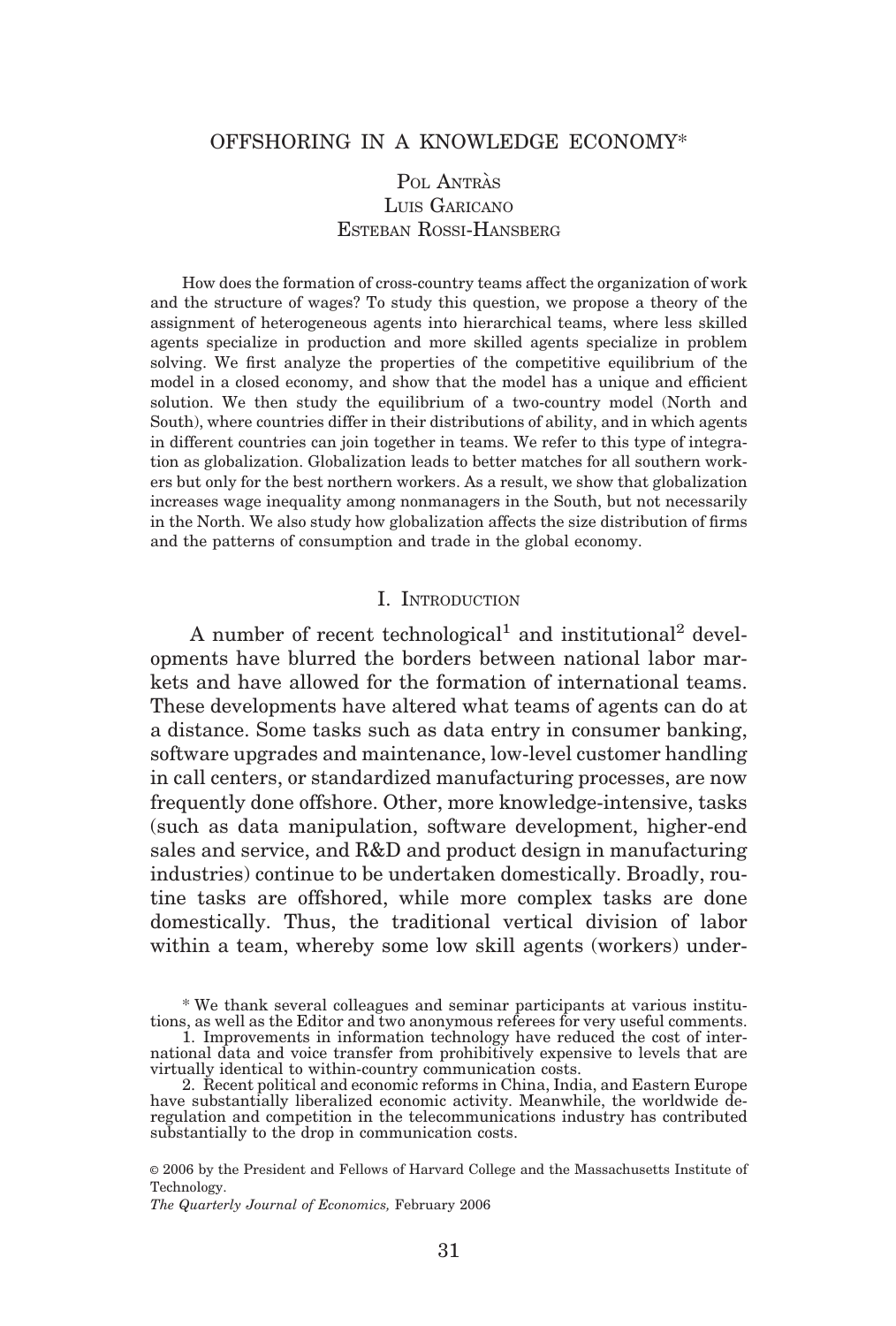# OFFSHORING IN A KNOWLEDGE ECONOMY*

POL ANTRÀS
LUIS GARICANO
ESTEBAN ROSSI-HANSBERG

How does the formation of cross-country teams affect the organization of work and the structure of wages? To study this question, we propose a theory of the assignment of heterogeneous agents into hierarchical teams, where less skilled agents specialize in production and more skilled agents specialize in problem solving. We first analyze the properties of the competitive equilibrium of the model in a closed economy, and show that the model has a unique and efficient solution. We then study the equilibrium of a two-country model (North and South), where countries differ in their distributions of ability, and in which agents in different countries can join together in teams. We refer to this type of integration as globalization. Globalization leads to better matches for all southern workers but only for the best northern workers. As a result, we show that globalization increases wage inequality among nonmanagers in the South, but not necessarily in the North. We also study how globalization affects the size distribution of firms and the patterns of consumption and trade in the global economy.

## I. INTRODUCTION

A number of recent technological[1] and institutional[2] developments have blurred the borders between national labor markets and have allowed for the formation of international teams. These developments have altered what teams of agents can do at a distance. Some tasks such as data entry in consumer banking, software upgrades and maintenance, low-level customer handling in call centers, or standardized manufacturing processes, are now frequently done offshore. Other, more knowledge-intensive, tasks (such as data manipulation, software development, higher-end sales and service, and R&D and product design in manufacturing industries) continue to be undertaken domestically. Broadly, routine tasks are offshored, while more complex tasks are done domestically. Thus, the traditional vertical division of labor within a team, whereby some low skill agents (workers) under-

* We thank several colleagues and seminar participants at various institutions, as well as the Editor and two anonymous referees for very useful comments.

1. Improvements in information technology have reduced the cost of international data and voice transfer from prohibitively expensive to levels that are virtually identical to within-country communication costs.

2. Recent political and economic reforms in China, India, and Eastern Europe have substantially liberalized economic activity. Meanwhile, the worldwide deregulation and competition in the telecommunications industry has contributed substantially to the drop in communication costs.

© 2006 by the President and Fellows of Harvard College and the Massachusetts Institute of Technology.
*The Quarterly Journal of Economics,* February 2006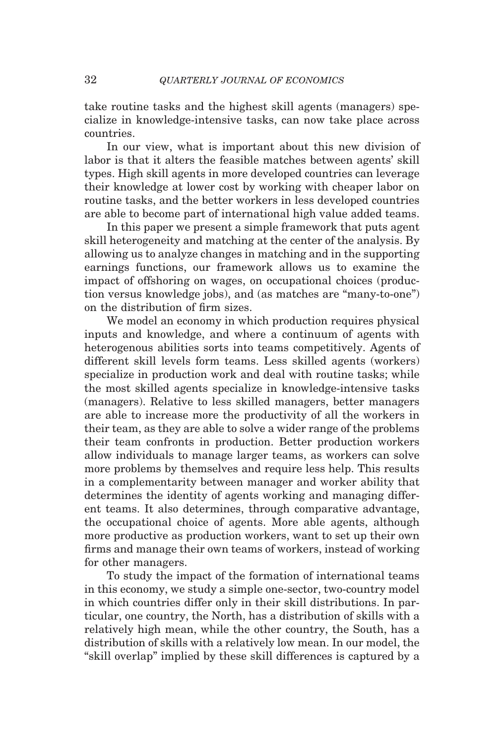take routine tasks and the highest skill agents (managers) specialize in knowledge-intensive tasks, can now take place across countries.

In our view, what is important about this new division of labor is that it alters the feasible matches between agents' skill types. High skill agents in more developed countries can leverage their knowledge at lower cost by working with cheaper labor on routine tasks, and the better workers in less developed countries are able to become part of international high value added teams.

In this paper we present a simple framework that puts agent skill heterogeneity and matching at the center of the analysis. By allowing us to analyze changes in matching and in the supporting earnings functions, our framework allows us to examine the impact of offshoring on wages, on occupational choices (production versus knowledge jobs), and (as matches are "many-to-one") on the distribution of firm sizes.

We model an economy in which production requires physical inputs and knowledge, and where a continuum of agents with heterogenous abilities sorts into teams competitively. Agents of different skill levels form teams. Less skilled agents (workers) specialize in production work and deal with routine tasks; while the most skilled agents specialize in knowledge-intensive tasks (managers). Relative to less skilled managers, better managers are able to increase more the productivity of all the workers in their team, as they are able to solve a wider range of the problems their team confronts in production. Better production workers allow individuals to manage larger teams, as workers can solve more problems by themselves and require less help. This results in a complementarity between manager and worker ability that determines the identity of agents working and managing different teams. It also determines, through comparative advantage, the occupational choice of agents. More able agents, although more productive as production workers, want to set up their own firms and manage their own teams of workers, instead of working for other managers.

To study the impact of the formation of international teams in this economy, we study a simple one-sector, two-country model in which countries differ only in their skill distributions. In particular, one country, the North, has a distribution of skills with a relatively high mean, while the other country, the South, has a distribution of skills with a relatively low mean. In our model, the "skill overlap" implied by these skill differences is captured by a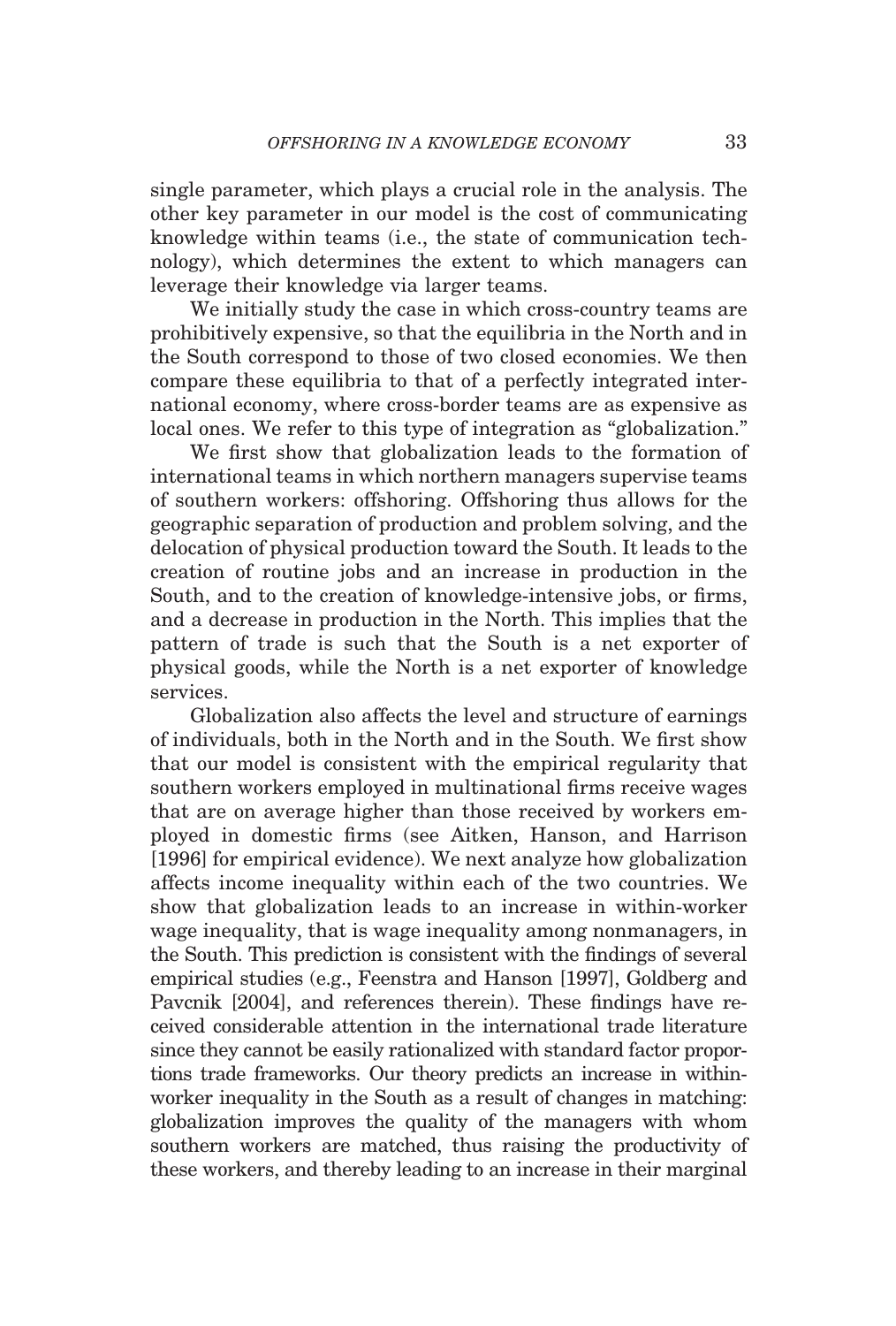single parameter, which plays a crucial role in the analysis. The other key parameter in our model is the cost of communicating knowledge within teams (i.e., the state of communication technology), which determines the extent to which managers can leverage their knowledge via larger teams.

We initially study the case in which cross-country teams are prohibitively expensive, so that the equilibria in the North and in the South correspond to those of two closed economies. We then compare these equilibria to that of a perfectly integrated international economy, where cross-border teams are as expensive as local ones. We refer to this type of integration as "globalization."

We first show that globalization leads to the formation of international teams in which northern managers supervise teams of southern workers: offshoring. Offshoring thus allows for the geographic separation of production and problem solving, and the delocation of physical production toward the South. It leads to the creation of routine jobs and an increase in production in the South, and to the creation of knowledge-intensive jobs, or firms, and a decrease in production in the North. This implies that the pattern of trade is such that the South is a net exporter of physical goods, while the North is a net exporter of knowledge services.

Globalization also affects the level and structure of earnings of individuals, both in the North and in the South. We first show that our model is consistent with the empirical regularity that southern workers employed in multinational firms receive wages that are on average higher than those received by workers employed in domestic firms (see Aitken, Hanson, and Harrison [1996] for empirical evidence). We next analyze how globalization affects income inequality within each of the two countries. We show that globalization leads to an increase in within-worker wage inequality, that is wage inequality among nonmanagers, in the South. This prediction is consistent with the findings of several empirical studies (e.g., Feenstra and Hanson [1997], Goldberg and Pavcnik [2004], and references therein). These findings have received considerable attention in the international trade literature since they cannot be easily rationalized with standard factor proportions trade frameworks. Our theory predicts an increase in within-worker inequality in the South as a result of changes in matching: globalization improves the quality of the managers with whom southern workers are matched, thus raising the productivity of these workers, and thereby leading to an increase in their marginal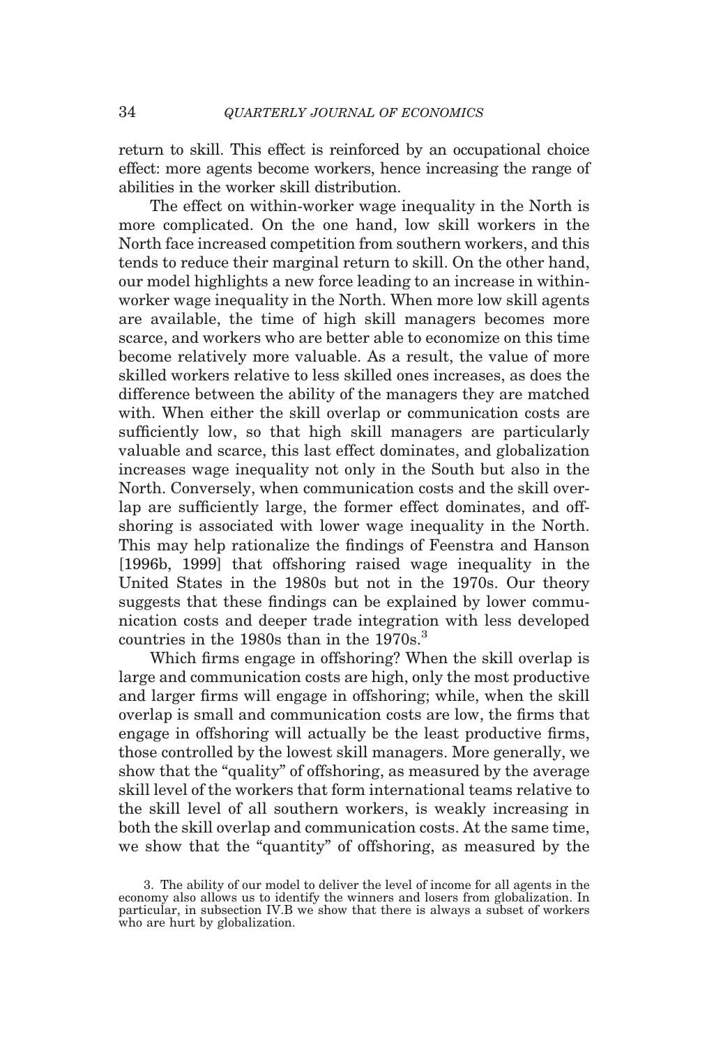return to skill. This effect is reinforced by an occupational choice effect: more agents become workers, hence increasing the range of abilities in the worker skill distribution.

The effect on within-worker wage inequality in the North is more complicated. On the one hand, low skill workers in the North face increased competition from southern workers, and this tends to reduce their marginal return to skill. On the other hand, our model highlights a new force leading to an increase in within-worker wage inequality in the North. When more low skill agents are available, the time of high skill managers becomes more scarce, and workers who are better able to economize on this time become relatively more valuable. As a result, the value of more skilled workers relative to less skilled ones increases, as does the difference between the ability of the managers they are matched with. When either the skill overlap or communication costs are sufficiently low, so that high skill managers are particularly valuable and scarce, this last effect dominates, and globalization increases wage inequality not only in the South but also in the North. Conversely, when communication costs and the skill overlap are sufficiently large, the former effect dominates, and offshoring is associated with lower wage inequality in the North. This may help rationalize the findings of Feenstra and Hanson [1996b, 1999] that offshoring raised wage inequality in the United States in the 1980s but not in the 1970s. Our theory suggests that these findings can be explained by lower communication costs and deeper trade integration with less developed countries in the 1980s than in the 1970s.[3]

Which firms engage in offshoring? When the skill overlap is large and communication costs are high, only the most productive and larger firms will engage in offshoring; while, when the skill overlap is small and communication costs are low, the firms that engage in offshoring will actually be the least productive firms, those controlled by the lowest skill managers. More generally, we show that the "quality" of offshoring, as measured by the average skill level of the workers that form international teams relative to the skill level of all southern workers, is weakly increasing in both the skill overlap and communication costs. At the same time, we show that the "quantity" of offshoring, as measured by the

3. The ability of our model to deliver the level of income for all agents in the economy also allows us to identify the winners and losers from globalization. In particular, in subsection IV.B we show that there is always a subset of workers who are hurt by globalization.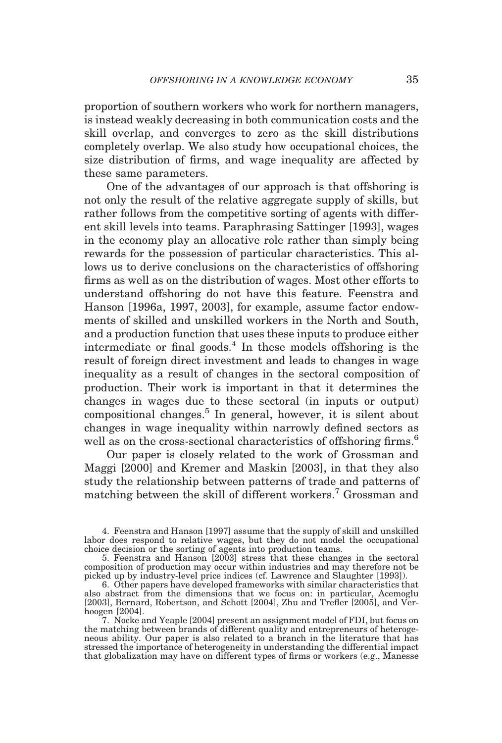proportion of southern workers who work for northern managers, is instead weakly decreasing in both communication costs and the skill overlap, and converges to zero as the skill distributions completely overlap. We also study how occupational choices, the size distribution of firms, and wage inequality are affected by these same parameters.

One of the advantages of our approach is that offshoring is not only the result of the relative aggregate supply of skills, but rather follows from the competitive sorting of agents with different skill levels into teams. Paraphrasing Sattinger [1993], wages in the economy play an allocative role rather than simply being rewards for the possession of particular characteristics. This allows us to derive conclusions on the characteristics of offshoring firms as well as on the distribution of wages. Most other efforts to understand offshoring do not have this feature. Feenstra and Hanson [1996a, 1997, 2003], for example, assume factor endowments of skilled and unskilled workers in the North and South, and a production function that uses these inputs to produce either intermediate or final goods.[4] In these models offshoring is the result of foreign direct investment and leads to changes in wage inequality as a result of changes in the sectoral composition of production. Their work is important in that it determines the changes in wages due to these sectoral (in inputs or output) compositional changes.[5] In general, however, it is silent about changes in wage inequality within narrowly defined sectors as well as on the cross-sectional characteristics of offshoring firms.[6]

Our paper is closely related to the work of Grossman and Maggi [2000] and Kremer and Maskin [2003], in that they also study the relationship between patterns of trade and patterns of matching between the skill of different workers.[7] Grossman and

4. Feenstra and Hanson [1997] assume that the supply of skill and unskilled labor does respond to relative wages, but they do not model the occupational choice decision or the sorting of agents into production teams.

5. Feenstra and Hanson [2003] stress that these changes in the sectoral composition of production may occur within industries and may therefore not be picked up by industry-level price indices (cf. Lawrence and Slaughter [1993]).

6. Other papers have developed frameworks with similar characteristics that also abstract from the dimensions that we focus on: in particular, Acemoglu [2003], Bernard, Robertson, and Schott [2004], Zhu and Trefler [2005], and Verhoogen [2004].

7. Nocke and Yeaple [2004] present an assignment model of FDI, but focus on the matching between brands of different quality and entrepreneurs of heterogeneous ability. Our paper is also related to a branch in the literature that has stressed the importance of heterogeneity in understanding the differential impact that globalization may have on different types of firms or workers (e.g., Manesse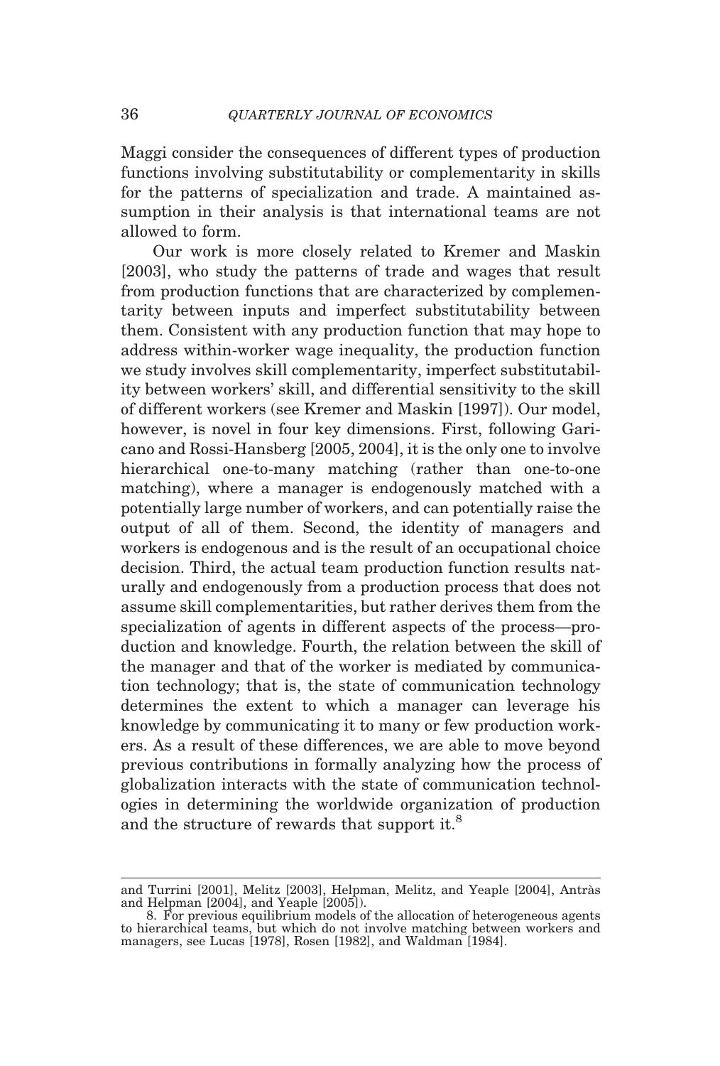Maggi consider the consequences of different types of production functions involving substitutability or complementarity in skills for the patterns of specialization and trade. A maintained assumption in their analysis is that international teams are not allowed to form.

Our work is more closely related to Kremer and Maskin [2003], who study the patterns of trade and wages that result from production functions that are characterized by complementarity between inputs and imperfect substitutability between them. Consistent with any production function that may hope to address within-worker wage inequality, the production function we study involves skill complementarity, imperfect substitutability between workers' skill, and differential sensitivity to the skill of different workers (see Kremer and Maskin [1997]). Our model, however, is novel in four key dimensions. First, following Garicano and Rossi-Hansberg [2005, 2004], it is the only one to involve hierarchical one-to-many matching (rather than one-to-one matching), where a manager is endogenously matched with a potentially large number of workers, and can potentially raise the output of all of them. Second, the identity of managers and workers is endogenous and is the result of an occupational choice decision. Third, the actual team production function results naturally and endogenously from a production process that does not assume skill complementarities, but rather derives them from the specialization of agents in different aspects of the process—production and knowledge. Fourth, the relation between the skill of the manager and that of the worker is mediated by communication technology; that is, the state of communication technology determines the extent to which a manager can leverage his knowledge by communicating it to many or few production workers. As a result of these differences, we are able to move beyond previous contributions in formally analyzing how the process of globalization interacts with the state of communication technologies in determining the worldwide organization of production and the structure of rewards that support it.[8]

---

and Turrini [2001], Melitz [2003], Helpman, Melitz, and Yeaple [2004], Antràs and Helpman [2004], and Yeaple [2005]).

8. For previous equilibrium models of the allocation of heterogeneous agents to hierarchical teams, but which do not involve matching between workers and managers, see Lucas [1978], Rosen [1982], and Waldman [1984].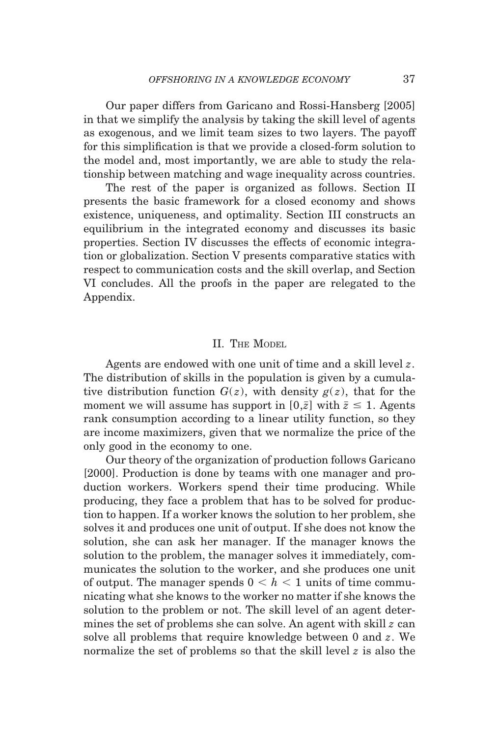Our paper differs from Garicano and Rossi-Hansberg [2005] in that we simplify the analysis by taking the skill level of agents as exogenous, and we limit team sizes to two layers. The payoff for this simplification is that we provide a closed-form solution to the model and, most importantly, we are able to study the relationship between matching and wage inequality across countries.

The rest of the paper is organized as follows. Section II presents the basic framework for a closed economy and shows existence, uniqueness, and optimality. Section III constructs an equilibrium in the integrated economy and discusses its basic properties. Section IV discusses the effects of economic integration or globalization. Section V presents comparative statics with respect to communication costs and the skill overlap, and Section VI concludes. All the proofs in the paper are relegated to the Appendix.

## II. The Model

Agents are endowed with one unit of time and a skill level $z$. The distribution of skills in the population is given by a cumulative distribution function $G(z)$, with density $g(z)$, that for the moment we will assume has support in $[0,\bar{z}]$ with $\bar{z} \leq 1$. Agents rank consumption according to a linear utility function, so they are income maximizers, given that we normalize the price of the only good in the economy to one.

Our theory of the organization of production follows Garicano [2000]. Production is done by teams with one manager and production workers. Workers spend their time producing. While producing, they face a problem that has to be solved for production to happen. If a worker knows the solution to her problem, she solves it and produces one unit of output. If she does not know the solution, she can ask her manager. If the manager knows the solution to the problem, the manager solves it immediately, communicates the solution to the worker, and she produces one unit of output. The manager spends $0 < h < 1$ units of time communicating what she knows to the worker no matter if she knows the solution to the problem or not. The skill level of an agent determines the set of problems she can solve. An agent with skill $z$ can solve all problems that require knowledge between 0 and $z$. We normalize the set of problems so that the skill level $z$ is also the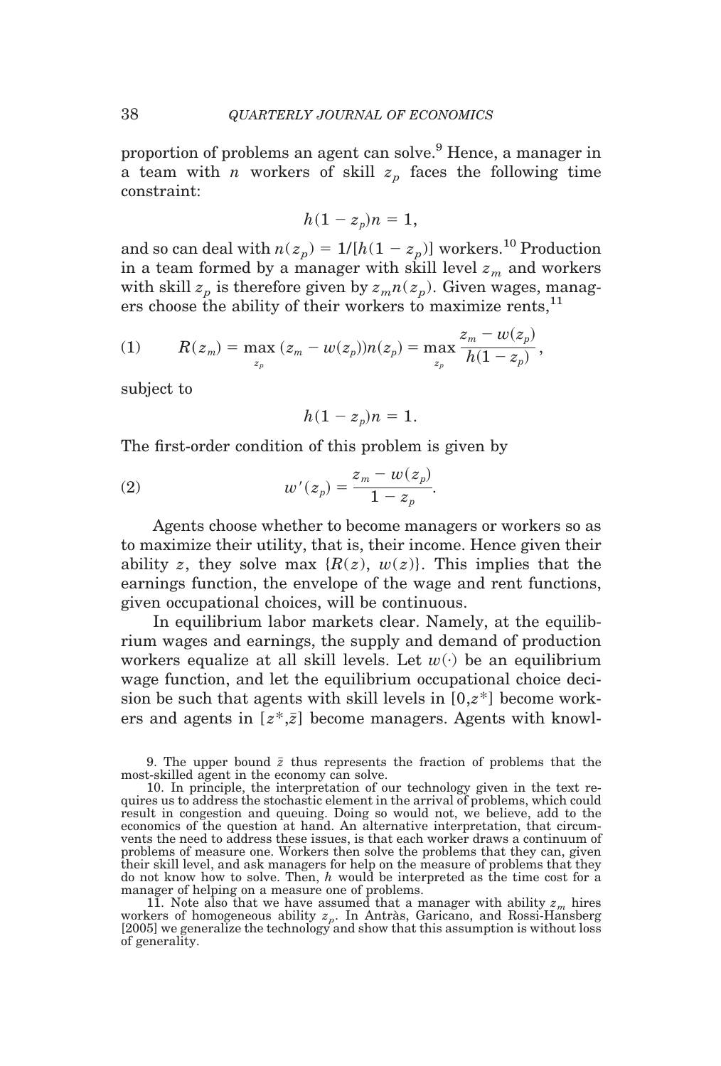proportion of problems an agent can solve.[9] Hence, a manager in a team with $n$ workers of skill $z_p$ faces the following time constraint:

$$h(1 - z_p)n = 1,$$

and so can deal with $n(z_p) = 1/[h(1 - z_p)]$ workers.[10] Production in a team formed by a manager with skill level $z_m$ and workers with skill $z_p$ is therefore given by $z_m n(z_p)$. Given wages, managers choose the ability of their workers to maximize rents,[11]

$$R(z_m) = \max_{z_p} (z_m - w(z_p))n(z_p) = \max_{z_p} \frac{z_m - w(z_p)}{h(1 - z_p)}, \tag{1}$$

subject to

$$h(1 - z_p)n = 1.$$

The first-order condition of this problem is given by

$$w'(z_p) = \frac{z_m - w(z_p)}{1 - z_p}. \tag{2}$$

Agents choose whether to become managers or workers so as to maximize their utility, that is, their income. Hence given their ability $z$, they solve $\max \{R(z), w(z)\}$. This implies that the earnings function, the envelope of the wage and rent functions, given occupational choices, will be continuous.

In equilibrium labor markets clear. Namely, at the equilibrium wages and earnings, the supply and demand of production workers equalize at all skill levels. Let $w(\cdot)$ be an equilibrium wage function, and let the equilibrium occupational choice decision be such that agents with skill levels in $[0,z^*]$ become workers and agents in $[z^*,\bar{z}]$ become managers. Agents with knowl-

9. The upper bound $\bar{z}$ thus represents the fraction of problems that the most-skilled agent in the economy can solve.

10. In principle, the interpretation of our technology given in the text requires us to address the stochastic element in the arrival of problems, which could result in congestion and queuing. Doing so would not, we believe, add to the economics of the question at hand. An alternative interpretation, that circumvents the need to address these issues, is that each worker draws a continuum of problems of measure one. Workers then solve the problems that they can, given their skill level, and ask managers for help on the measure of problems that they do not know how to solve. Then, $h$ would be interpreted as the time cost for a manager of helping on a measure one of problems.

11. Note also that we have assumed that a manager with ability $z_m$ hires workers of homogeneous ability $z_p$. In Antràs, Garicano, and Rossi-Hansberg [2005] we generalize the technology and show that this assumption is without loss of generality.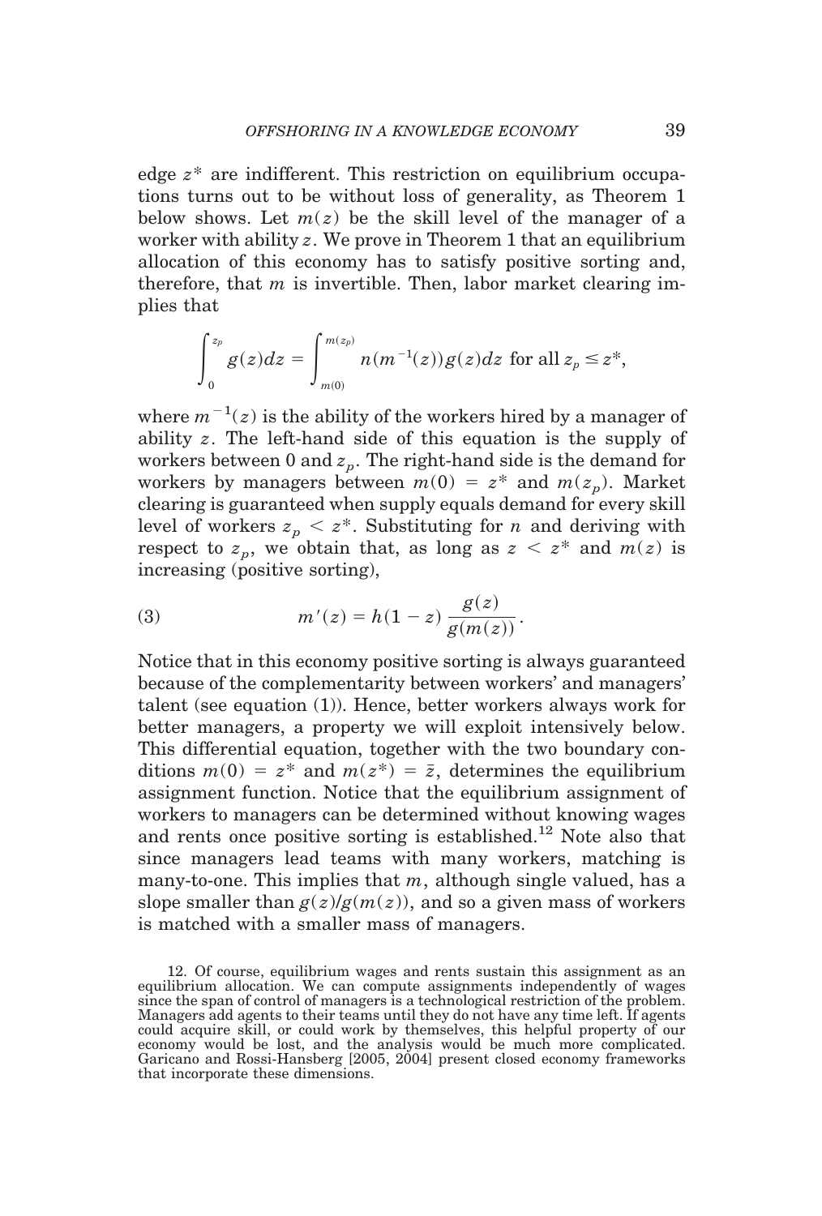edge $z^*$ are indifferent. This restriction on equilibrium occupations turns out to be without loss of generality, as Theorem 1 below shows. Let $m(z)$ be the skill level of the manager of a worker with ability $z$. We prove in Theorem 1 that an equilibrium allocation of this economy has to satisfy positive sorting and, therefore, that $m$ is invertible. Then, labor market clearing implies that

$$\int_0^{z_p} g(z)dz = \int_{m(0)}^{m(z_p)} n(m^{-1}(z))g(z)dz \text{ for all } z_p \leq z^*,$$

where $m^{-1}(z)$ is the ability of the workers hired by a manager of ability $z$. The left-hand side of this equation is the supply of workers between 0 and $z_p$. The right-hand side is the demand for workers by managers between $m(0) = z^*$ and $m(z_p)$. Market clearing is guaranteed when supply equals demand for every skill level of workers $z_p < z^*$. Substituting for $n$ and deriving with respect to $z_p$, we obtain that, as long as $z < z^*$ and $m(z)$ is increasing (positive sorting),

$$m'(z) = h(1 - z)\,\frac{g(z)}{g(m(z))}. \tag{3}$$

Notice that in this economy positive sorting is always guaranteed because of the complementarity between workers' and managers' talent (see equation (1)). Hence, better workers always work for better managers, a property we will exploit intensively below. This differential equation, together with the two boundary conditions $m(0) = z^*$ and $m(z^*) = \bar{z}$, determines the equilibrium assignment function. Notice that the equilibrium assignment of workers to managers can be determined without knowing wages and rents once positive sorting is established.[12] Note also that since managers lead teams with many workers, matching is many-to-one. This implies that $m$, although single valued, has a slope smaller than $g(z)/g(m(z))$, and so a given mass of workers is matched with a smaller mass of managers.

12. Of course, equilibrium wages and rents sustain this assignment as an equilibrium allocation. We can compute assignments independently of wages since the span of control of managers is a technological restriction of the problem. Managers add agents to their teams until they do not have any time left. If agents could acquire skill, or could work by themselves, this helpful property of our economy would be lost, and the analysis would be much more complicated. Garicano and Rossi-Hansberg [2005, 2004] present closed economy frameworks that incorporate these dimensions.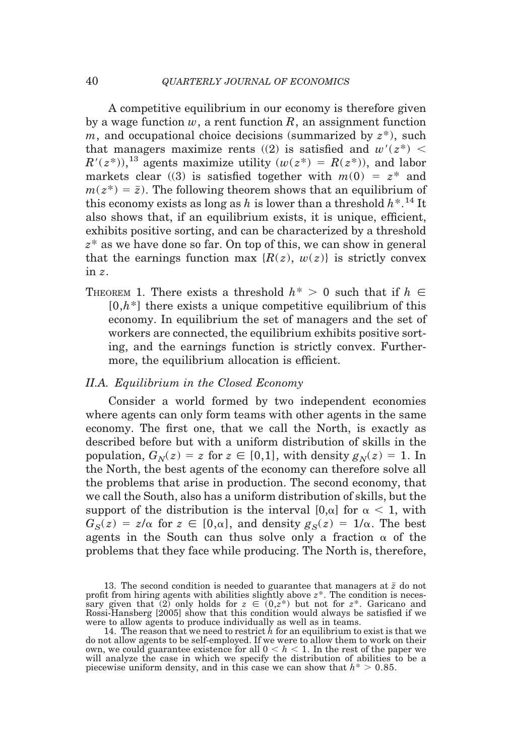A competitive equilibrium in our economy is therefore given by a wage function $w$, a rent function $R$, an assignment function $m$, and occupational choice decisions (summarized by $z^*$), such that managers maximize rents ((2) is satisfied and $w'(z^*) < R'(z^*)$),[13] agents maximize utility ($w(z^*) = R(z^*)$), and labor markets clear ((3) is satisfied together with $m(0) = z^*$ and $m(z^*) = \bar{z}$). The following theorem shows that an equilibrium of this economy exists as long as $h$ is lower than a threshold $h^*$.[14] It also shows that, if an equilibrium exists, it is unique, efficient, exhibits positive sorting, and can be characterized by a threshold $z^*$ as we have done so far. On top of this, we can show in general that the earnings function max $\{R(z),\ w(z)\}$ is strictly convex in $z$.

THEOREM 1. There exists a threshold $h^* > 0$ such that if $h \in [0,h^*]$ there exists a unique competitive equilibrium of this economy. In equilibrium the set of managers and the set of workers are connected, the equilibrium exhibits positive sorting, and the earnings function is strictly convex. Furthermore, the equilibrium allocation is efficient.

### II.A. Equilibrium in the Closed Economy

Consider a world formed by two independent economies where agents can only form teams with other agents in the same economy. The first one, that we call the North, is exactly as described before but with a uniform distribution of skills in the population, $G_N(z) = z$ for $z \in [0,1]$, with density $g_N(z) = 1$. In the North, the best agents of the economy can therefore solve all the problems that arise in production. The second economy, that we call the South, also has a uniform distribution of skills, but the support of the distribution is the interval $[0,\alpha]$ for $\alpha < 1$, with $G_S(z) = z/\alpha$ for $z \in [0,\alpha]$, and density $g_S(z) = 1/\alpha$. The best agents in the South can thus solve only a fraction $\alpha$ of the problems that they face while producing. The North is, therefore,

13. The second condition is needed to guarantee that managers at $\bar{z}$ do not profit from hiring agents with abilities slightly above $z^*$. The condition is necessary given that (2) only holds for $z \in (0,z^*)$ but not for $z^*$. Garicano and Rossi-Hansberg [2005] show that this condition would always be satisfied if we were to allow agents to produce individually as well as in teams.

14. The reason that we need to restrict $h$ for an equilibrium to exist is that we do not allow agents to be self-employed. If we were to allow them to work on their own, we could guarantee existence for all $0 < h < 1$. In the rest of the paper we will analyze the case in which we specify the distribution of abilities to be a piecewise uniform density, and in this case we can show that $h^* > 0.85$.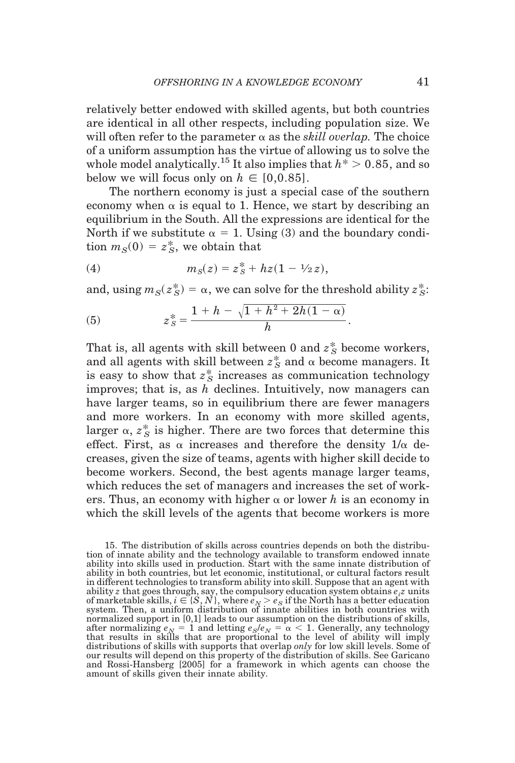relatively better endowed with skilled agents, but both countries are identical in all other respects, including population size. We will often refer to the parameter $\alpha$ as the *skill overlap.* The choice of a uniform assumption has the virtue of allowing us to solve the whole model analytically.[15] It also implies that $h^* > 0.85$, and so below we will focus only on $h \in [0,0.85]$.

The northern economy is just a special case of the southern economy when $\alpha$ is equal to 1. Hence, we start by describing an equilibrium in the South. All the expressions are identical for the North if we substitute $\alpha = 1$. Using (3) and the boundary condition $m_S(0) = z_S^*$, we obtain that

$$m_S(z) = z_S^* + hz(1 - \tfrac{1}{2}z), \tag{4}$$

and, using $m_S(z_S^*) = \alpha$, we can solve for the threshold ability $z_S^*$:

$$z_S^* = \frac{1 + h - \sqrt{1 + h^2 + 2h(1 - \alpha)}}{h}. \tag{5}$$

That is, all agents with skill between 0 and $z_S^*$ become workers, and all agents with skill between $z_S^*$ and $\alpha$ become managers. It is easy to show that $z_S^*$ increases as communication technology improves; that is, as $h$ declines. Intuitively, now managers can have larger teams, so in equilibrium there are fewer managers and more workers. In an economy with more skilled agents, larger $\alpha$, $z_S^*$ is higher. There are two forces that determine this effect. First, as $\alpha$ increases and therefore the density $1/\alpha$ decreases, given the size of teams, agents with higher skill decide to become workers. Second, the best agents manage larger teams, which reduces the set of managers and increases the set of workers. Thus, an economy with higher $\alpha$ or lower $h$ is an economy in which the skill levels of the agents that become workers is more

15. The distribution of skills across countries depends on both the distribution of innate ability and the technology available to transform endowed innate ability into skills used in production. Start with the same innate distribution of ability in both countries, but let economic, institutional, or cultural factors result in different technologies to transform ability into skill. Suppose that an agent with ability $z$ that goes through, say, the compulsory education system obtains $e_i z$ units of marketable skills, $i \in \{S, N\}$, where $e_N > e_S$ if the North has a better education system. Then, a uniform distribution of innate abilities in both countries with normalized support in [0,1] leads to our assumption on the distributions of skills, after normalizing $e_N = 1$ and letting $e_S/e_N = \alpha < 1$. Generally, any technology that results in skills that are proportional to the level of ability will imply distributions of skills with supports that overlap *only* for low skill levels. Some of our results will depend on this property of the distribution of skills. See Garicano and Rossi-Hansberg [2005] for a framework in which agents can choose the amount of skills given their innate ability.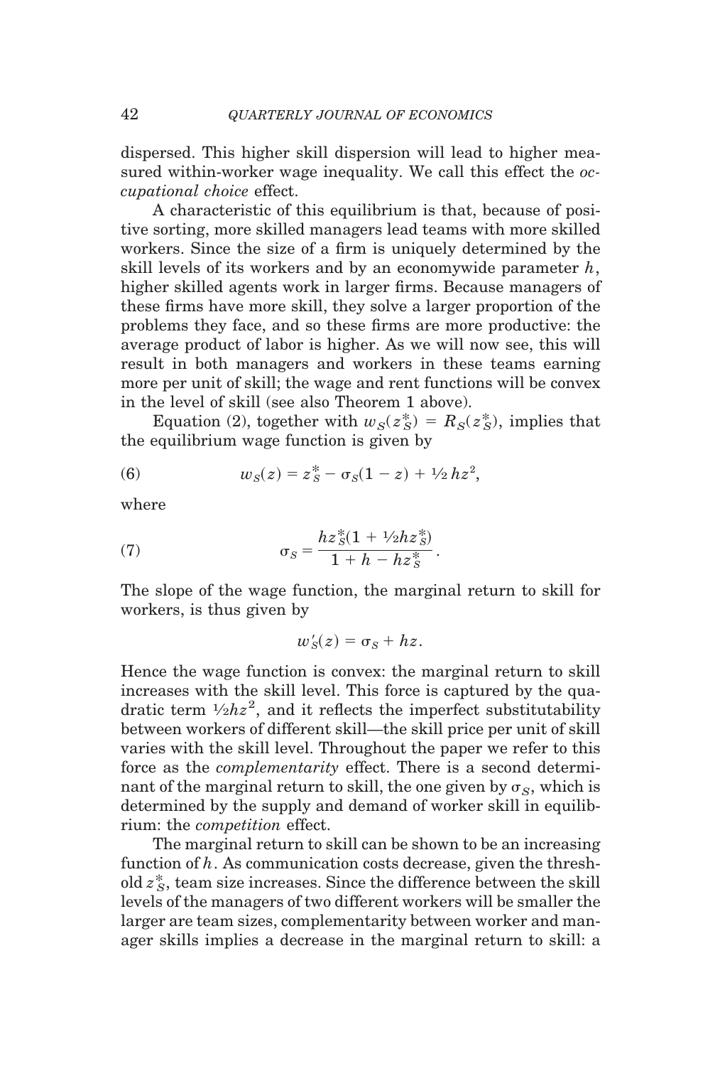dispersed. This higher skill dispersion will lead to higher measured within-worker wage inequality. We call this effect the *occupational choice* effect.

A characteristic of this equilibrium is that, because of positive sorting, more skilled managers lead teams with more skilled workers. Since the size of a firm is uniquely determined by the skill levels of its workers and by an economywide parameter $h$, higher skilled agents work in larger firms. Because managers of these firms have more skill, they solve a larger proportion of the problems they face, and so these firms are more productive: the average product of labor is higher. As we will now see, this will result in both managers and workers in these teams earning more per unit of skill; the wage and rent functions will be convex in the level of skill (see also Theorem 1 above).

Equation (2), together with $w_S(z_S^*) = R_S(z_S^*)$, implies that the equilibrium wage function is given by

$$w_S(z) = z_S^* - \sigma_S(1 - z) + \tfrac{1}{2} h z^2, \tag{6}$$

where

$$\sigma_S = \frac{h z_S^*(1 + \tfrac{1}{2} h z_S^*)}{1 + h - h z_S^*}. \tag{7}$$

The slope of the wage function, the marginal return to skill for workers, is thus given by

$$w_S'(z) = \sigma_S + hz.$$

Hence the wage function is convex: the marginal return to skill increases with the skill level. This force is captured by the quadratic term $\tfrac{1}{2}hz^2$, and it reflects the imperfect substitutability between workers of different skill—the skill price per unit of skill varies with the skill level. Throughout the paper we refer to this force as the *complementarity* effect. There is a second determinant of the marginal return to skill, the one given by $\sigma_S$, which is determined by the supply and demand of worker skill in equilibrium: the *competition* effect.

The marginal return to skill can be shown to be an increasing function of $h$. As communication costs decrease, given the threshold $z_S^*$, team size increases. Since the difference between the skill levels of the managers of two different workers will be smaller the larger are team sizes, complementarity between worker and manager skills implies a decrease in the marginal return to skill: a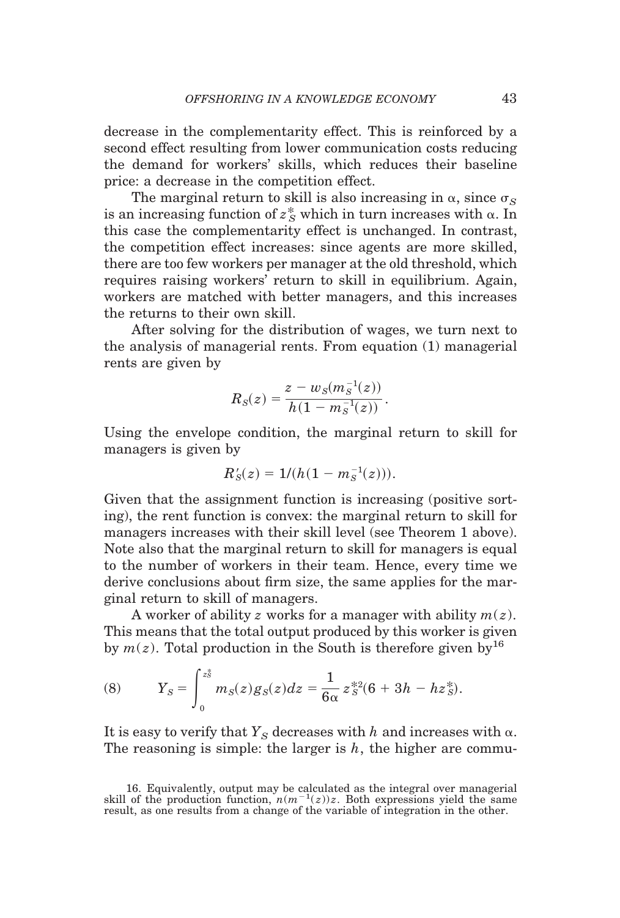decrease in the complementarity effect. This is reinforced by a second effect resulting from lower communication costs reducing the demand for workers' skills, which reduces their baseline price: a decrease in the competition effect.

The marginal return to skill is also increasing in $\alpha$, since $\sigma_S$ is an increasing function of $z_S^*$ which in turn increases with $\alpha$. In this case the complementarity effect is unchanged. In contrast, the competition effect increases: since agents are more skilled, there are too few workers per manager at the old threshold, which requires raising workers' return to skill in equilibrium. Again, workers are matched with better managers, and this increases the returns to their own skill.

After solving for the distribution of wages, we turn next to the analysis of managerial rents. From equation (1) managerial rents are given by

$$R_S(z) = \frac{z - w_S(m_S^{-1}(z))}{h(1 - m_S^{-1}(z))}.$$

Using the envelope condition, the marginal return to skill for managers is given by

$$R_S'(z) = 1/(h(1 - m_S^{-1}(z))).$$

Given that the assignment function is increasing (positive sorting), the rent function is convex: the marginal return to skill for managers increases with their skill level (see Theorem 1 above). Note also that the marginal return to skill for managers is equal to the number of workers in their team. Hence, every time we derive conclusions about firm size, the same applies for the marginal return to skill of managers.

A worker of ability $z$ works for a manager with ability $m(z)$. This means that the total output produced by this worker is given by $m(z)$. Total production in the South is therefore given by[16]

$$Y_S = \int_0^{z_S^*} m_S(z) g_S(z) dz = \frac{1}{6\alpha} z_S^{*2}(6 + 3h - hz_S^*). \tag{8}$$

It is easy to verify that $Y_S$ decreases with $h$ and increases with $\alpha$. The reasoning is simple: the larger is $h$, the higher are commu-

16. Equivalently, output may be calculated as the integral over managerial skill of the production function, $n(m^{-1}(z))z$. Both expressions yield the same result, as one results from a change of the variable of integration in the other.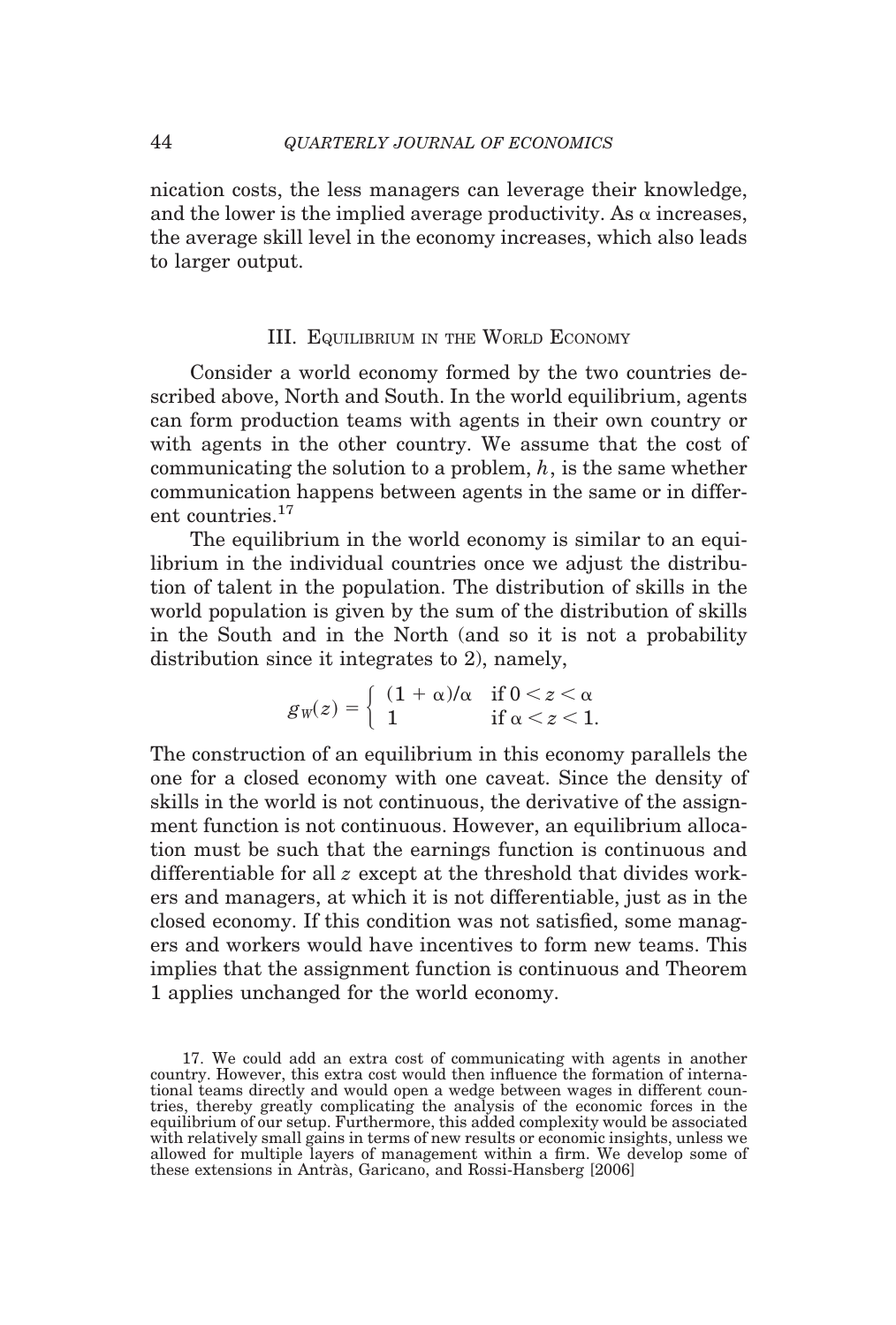nication costs, the less managers can leverage their knowledge, and the lower is the implied average productivity. As $\alpha$ increases, the average skill level in the economy increases, which also leads to larger output.

## III. Equilibrium in the World Economy

Consider a world economy formed by the two countries described above, North and South. In the world equilibrium, agents can form production teams with agents in their own country or with agents in the other country. We assume that the cost of communicating the solution to a problem, $h$, is the same whether communication happens between agents in the same or in different countries.[17]

The equilibrium in the world economy is similar to an equilibrium in the individual countries once we adjust the distribution of talent in the population. The distribution of skills in the world population is given by the sum of the distribution of skills in the South and in the North (and so it is not a probability distribution since it integrates to 2), namely,

$$g_W(z) = \begin{cases} (1+\alpha)/\alpha & \text{if } 0 < z < \alpha \\ 1 & \text{if } \alpha < z < 1. \end{cases}$$

The construction of an equilibrium in this economy parallels the one for a closed economy with one caveat. Since the density of skills in the world is not continuous, the derivative of the assignment function is not continuous. However, an equilibrium allocation must be such that the earnings function is continuous and differentiable for all $z$ except at the threshold that divides workers and managers, at which it is not differentiable, just as in the closed economy. If this condition was not satisfied, some managers and workers would have incentives to form new teams. This implies that the assignment function is continuous and Theorem 1 applies unchanged for the world economy.

17. We could add an extra cost of communicating with agents in another country. However, this extra cost would then influence the formation of international teams directly and would open a wedge between wages in different countries, thereby greatly complicating the analysis of the economic forces in the equilibrium of our setup. Furthermore, this added complexity would be associated with relatively small gains in terms of new results or economic insights, unless we allowed for multiple layers of management within a firm. We develop some of these extensions in Antràs, Garicano, and Rossi-Hansberg [2006]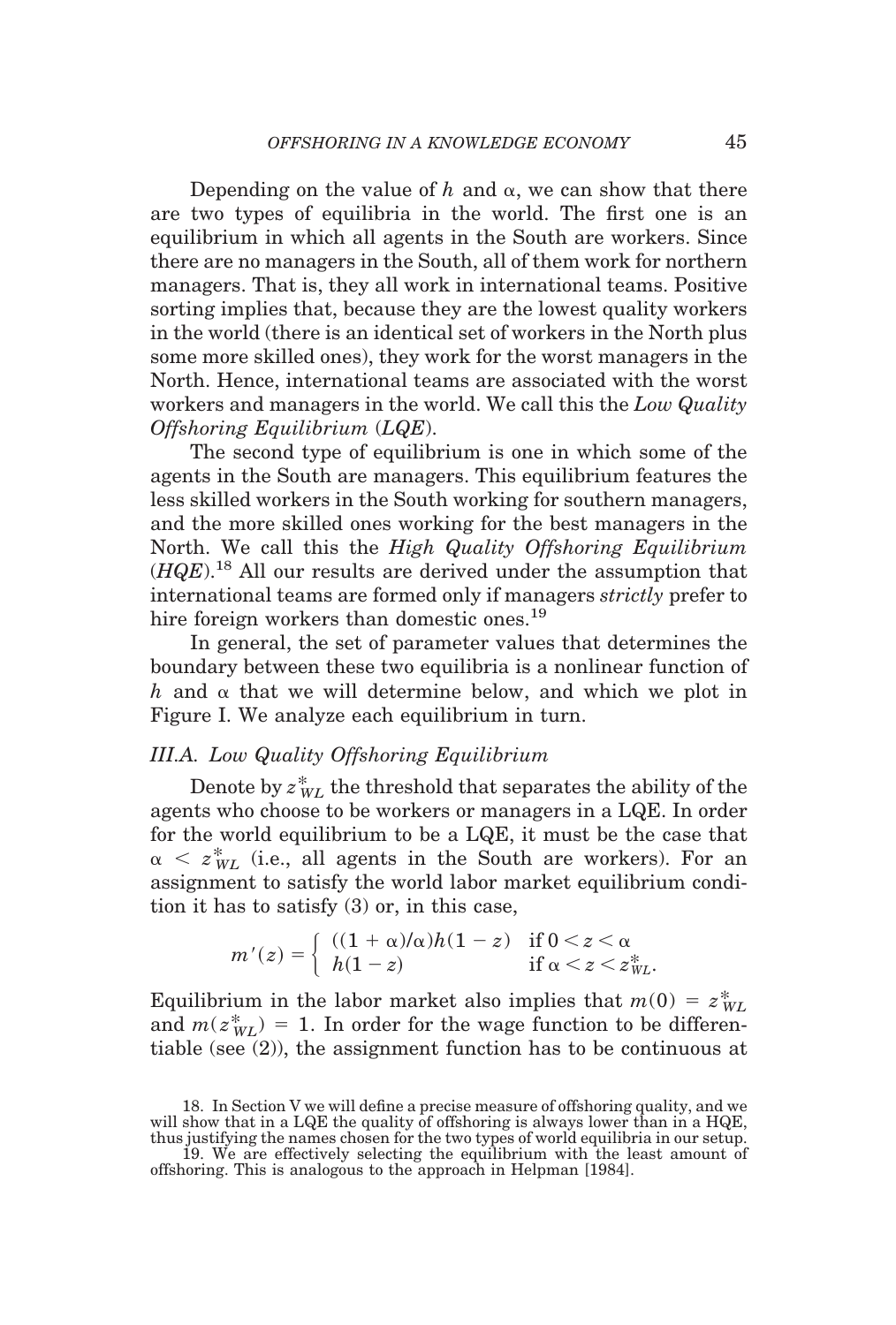Depending on the value of $h$ and $\alpha$, we can show that there are two types of equilibria in the world. The first one is an equilibrium in which all agents in the South are workers. Since there are no managers in the South, all of them work for northern managers. That is, they all work in international teams. Positive sorting implies that, because they are the lowest quality workers in the world (there is an identical set of workers in the North plus some more skilled ones), they work for the worst managers in the North. Hence, international teams are associated with the worst workers and managers in the world. We call this the *Low Quality Offshoring Equilibrium* (*LQE*).

The second type of equilibrium is one in which some of the agents in the South are managers. This equilibrium features the less skilled workers in the South working for southern managers, and the more skilled ones working for the best managers in the North. We call this the *High Quality Offshoring Equilibrium* (*HQE*).[18] All our results are derived under the assumption that international teams are formed only if managers *strictly* prefer to hire foreign workers than domestic ones.[19]

In general, the set of parameter values that determines the boundary between these two equilibria is a nonlinear function of $h$ and $\alpha$ that we will determine below, and which we plot in Figure I. We analyze each equilibrium in turn.

### III.A. Low Quality Offshoring Equilibrium

Denote by $z_{WL}^*$ the threshold that separates the ability of the agents who choose to be workers or managers in a LQE. In order for the world equilibrium to be a LQE, it must be the case that $\alpha < z_{WL}^*$ (i.e., all agents in the South are workers). For an assignment to satisfy the world labor market equilibrium condition it has to satisfy (3) or, in this case,

$$m'(z) = \begin{cases} ((1+\alpha)/\alpha)h(1-z) & \text{if } 0 < z < \alpha \\ h(1-z) & \text{if } \alpha < z < z_{WL}^*. \end{cases}$$

Equilibrium in the labor market also implies that $m(0) = z_{WL}^*$ and $m(z_{WL}^*) = 1$. In order for the wage function to be differentiable (see (2)), the assignment function has to be continuous at

18. In Section V we will define a precise measure of offshoring quality, and we will show that in a LQE the quality of offshoring is always lower than in a HQE, thus justifying the names chosen for the two types of world equilibria in our setup.

19. We are effectively selecting the equilibrium with the least amount of offshoring. This is analogous to the approach in Helpman [1984].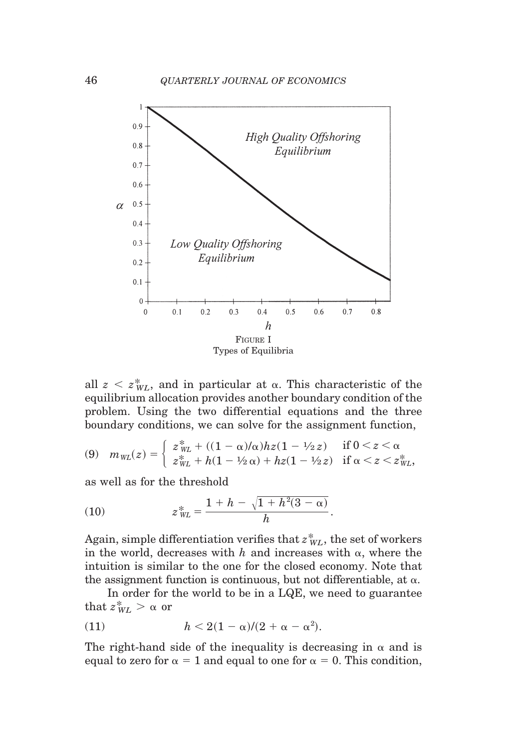FIGURE I
Types of Equilibria

all $z < z^*_{WL}$, and in particular at $\alpha$. This characteristic of the equilibrium allocation provides another boundary condition of the problem. Using the two differential equations and the three boundary conditions, we can solve for the assignment function,

$$(9) \quad m_{WL}(z) = \begin{cases} z^*_{WL} + ((1-\alpha)/\alpha)hz(1 - \tfrac{1}{2}z) & \text{if } 0 < z < \alpha \\ z^*_{WL} + h(1 - \tfrac{1}{2}\alpha) + hz(1 - \tfrac{1}{2}z) & \text{if } \alpha < z < z^*_{WL}, \end{cases}$$

as well as for the threshold

$$(10) \qquad z^*_{WL} = \frac{1 + h - \sqrt{1 + h^2(3 - \alpha)}}{h}.$$

Again, simple differentiation verifies that $z^*_{WL}$, the set of workers in the world, decreases with $h$ and increases with $\alpha$, where the intuition is similar to the one for the closed economy. Note that the assignment function is continuous, but not differentiable, at $\alpha$.

In order for the world to be in a LQE, we need to guarantee that $z^*_{WL} > \alpha$ or

$$(11) \qquad h < 2(1 - \alpha)/(2 + \alpha - \alpha^2).$$

The right-hand side of the inequality is decreasing in $\alpha$ and is equal to zero for $\alpha = 1$ and equal to one for $\alpha = 0$. This condition,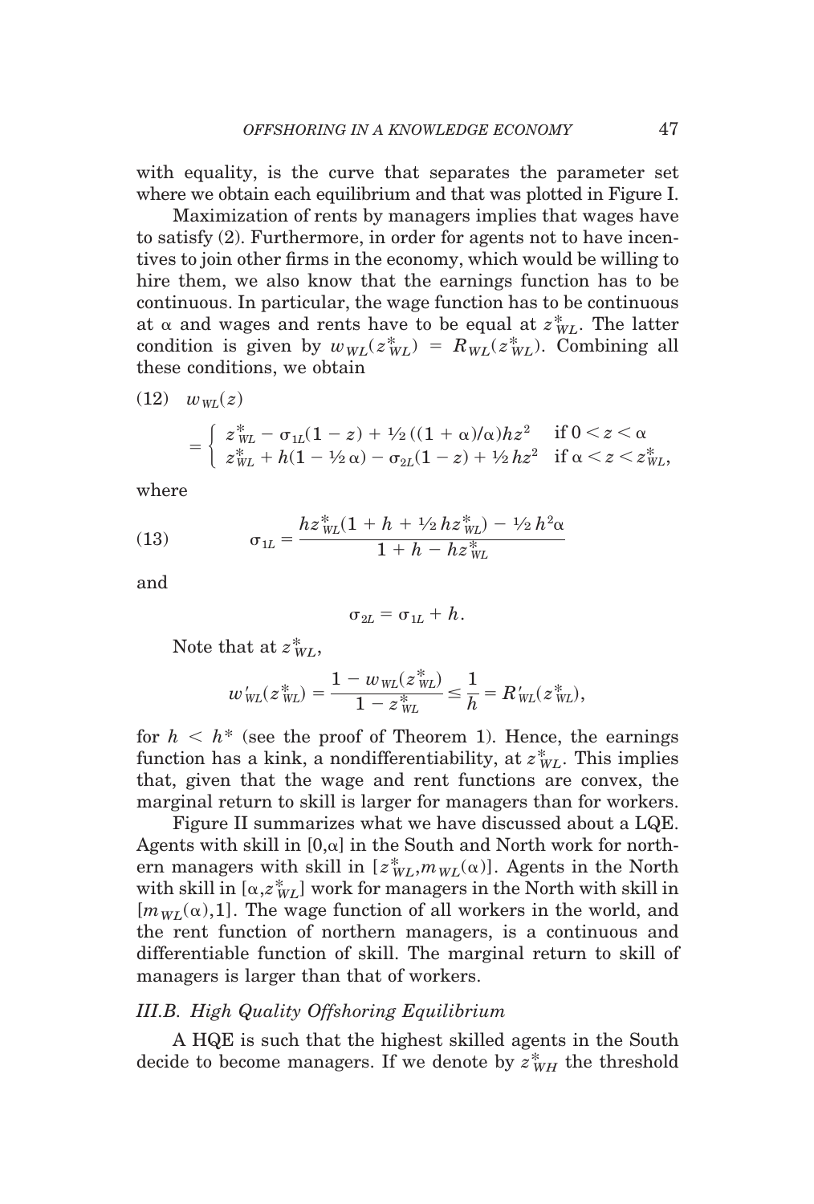with equality, is the curve that separates the parameter set where we obtain each equilibrium and that was plotted in Figure I.

Maximization of rents by managers implies that wages have to satisfy (2). Furthermore, in order for agents not to have incentives to join other firms in the economy, which would be willing to hire them, we also know that the earnings function has to be continuous. In particular, the wage function has to be continuous at $\alpha$ and wages and rents have to be equal at $z^*_{WL}$. The latter condition is given by $w_{WL}(z^*_{WL}) = R_{WL}(z^*_{WL})$. Combining all these conditions, we obtain

$$(12)\quad w_{WL}(z) = \begin{cases} z^*_{WL} - \sigma_{1L}(1-z) + \tfrac{1}{2}((1+\alpha)/\alpha)hz^2 & \text{if } 0 < z < \alpha \\ z^*_{WL} + h(1-\tfrac{1}{2}\alpha) - \sigma_{2L}(1-z) + \tfrac{1}{2}hz^2 & \text{if } \alpha < z < z^*_{WL}, \end{cases}$$

where

$$(13)\qquad \sigma_{1L} = \frac{hz^*_{WL}(1+h+\tfrac{1}{2}hz^*_{WL}) - \tfrac{1}{2}h^2\alpha}{1+h-hz^*_{WL}}$$

and

$$\sigma_{2L} = \sigma_{1L} + h.$$

Note that at $z^*_{WL}$,

$$w'_{WL}(z^*_{WL}) = \frac{1 - w_{WL}(z^*_{WL})}{1 - z^*_{WL}} \leq \frac{1}{h} = R'_{WL}(z^*_{WL}),$$

for $h < h^*$ (see the proof of Theorem 1). Hence, the earnings function has a kink, a nondifferentiability, at $z^*_{WL}$. This implies that, given that the wage and rent functions are convex, the marginal return to skill is larger for managers than for workers.

Figure II summarizes what we have discussed about a LQE. Agents with skill in $[0,\alpha]$ in the South and North work for northern managers with skill in $[z^*_{WL}, m_{WL}(\alpha)]$. Agents in the North with skill in $[\alpha, z^*_{WL}]$ work for managers in the North with skill in $[m_{WL}(\alpha), 1]$. The wage function of all workers in the world, and the rent function of northern managers, is a continuous and differentiable function of skill. The marginal return to skill of managers is larger than that of workers.

### *III.B. High Quality Offshoring Equilibrium*

A HQE is such that the highest skilled agents in the South decide to become managers. If we denote by $z^*_{WH}$ the threshold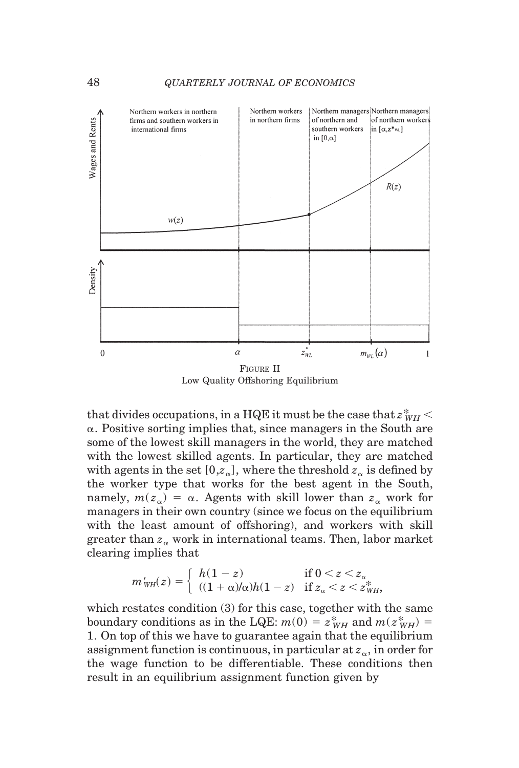FIGURE II
Low Quality Offshoring Equilibrium

that divides occupations, in a HQE it must be the case that $z^*_{WH} < \alpha$. Positive sorting implies that, since managers in the South are some of the lowest skill managers in the world, they are matched with the lowest skilled agents. In particular, they are matched with agents in the set $[0, z_\alpha]$, where the threshold $z_\alpha$ is defined by the worker type that works for the best agent in the South, namely, $m(z_\alpha) = \alpha$. Agents with skill lower than $z_\alpha$ work for managers in their own country (since we focus on the equilibrium with the least amount of offshoring), and workers with skill greater than $z_\alpha$ work in international teams. Then, labor market clearing implies that

$$m'_{WH}(z) = \begin{cases} h(1-z) & \text{if } 0 < z < z_\alpha \\ ((1+\alpha)/\alpha)h(1-z) & \text{if } z_\alpha < z < z^*_{WH}, \end{cases}$$

which restates condition (3) for this case, together with the same boundary conditions as in the LQE: $m(0) = z^*_{WH}$ and $m(z^*_{WH}) = 1$. On top of this we have to guarantee again that the equilibrium assignment function is continuous, in particular at $z_\alpha$, in order for the wage function to be differentiable. These conditions then result in an equilibrium assignment function given by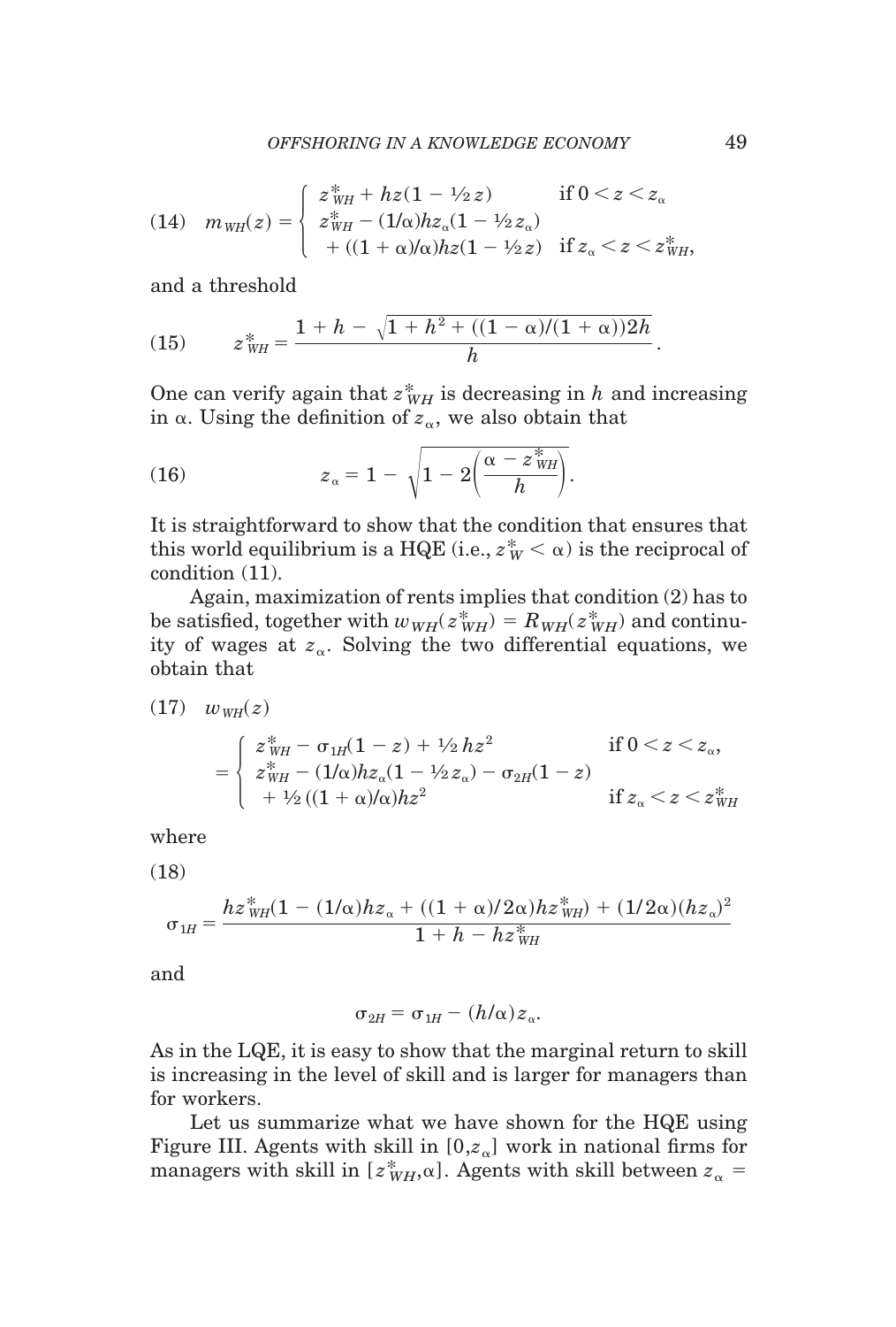$$
(14) \quad m_{WH}(z) = \begin{cases} z^*_{WH} + hz(1 - \tfrac{1}{2}z) & \text{if } 0 < z < z_\alpha \\ z^*_{WH} - (1/\alpha)hz_\alpha(1 - \tfrac{1}{2}z_\alpha) \\ \quad + ((1+\alpha)/\alpha)hz(1 - \tfrac{1}{2}z) & \text{if } z_\alpha < z < z^*_{WH}, \end{cases}
$$

and a threshold

$$
(15) \qquad z^*_{WH} = \frac{1 + h - \sqrt{1 + h^2 + ((1-\alpha)/(1+\alpha))2h}}{h}.
$$

One can verify again that $z^*_{WH}$ is decreasing in $h$ and increasing in $\alpha$. Using the definition of $z_\alpha$, we also obtain that

$$
(16) \qquad z_\alpha = 1 - \sqrt{1 - 2\left(\frac{\alpha - z^*_{WH}}{h}\right)}.
$$

It is straightforward to show that the condition that ensures that this world equilibrium is a HQE (i.e., $z^*_W < \alpha$) is the reciprocal of condition (11).

Again, maximization of rents implies that condition (2) has to be satisfied, together with $w_{WH}(z^*_{WH}) = R_{WH}(z^*_{WH})$ and continuity of wages at $z_\alpha$. Solving the two differential equations, we obtain that

$$
(17) \quad w_{WH}(z) = \begin{cases} z^*_{WH} - \sigma_{1H}(1 - z) + \tfrac{1}{2}hz^2 & \text{if } 0 < z < z_\alpha, \\ z^*_{WH} - (1/\alpha)hz_\alpha(1 - \tfrac{1}{2}z_\alpha) - \sigma_{2H}(1 - z) \\ \quad + \tfrac{1}{2}((1+\alpha)/\alpha)hz^2 & \text{if } z_\alpha < z < z^*_{WH} \end{cases}
$$

where

$$
(18) \quad \sigma_{1H} = \frac{hz^*_{WH}(1 - (1/\alpha)hz_\alpha + ((1+\alpha)/2\alpha)hz^*_{WH}) + (1/2\alpha)(hz_\alpha)^2}{1 + h - hz^*_{WH}}
$$

and

$$
\sigma_{2H} = \sigma_{1H} - (h/\alpha)z_\alpha.
$$

As in the LQE, it is easy to show that the marginal return to skill is increasing in the level of skill and is larger for managers than for workers.

Let us summarize what we have shown for the HQE using Figure III. Agents with skill in $[0, z_\alpha]$ work in national firms for managers with skill in $[z^*_{WH}, \alpha]$. Agents with skill between $z_\alpha =$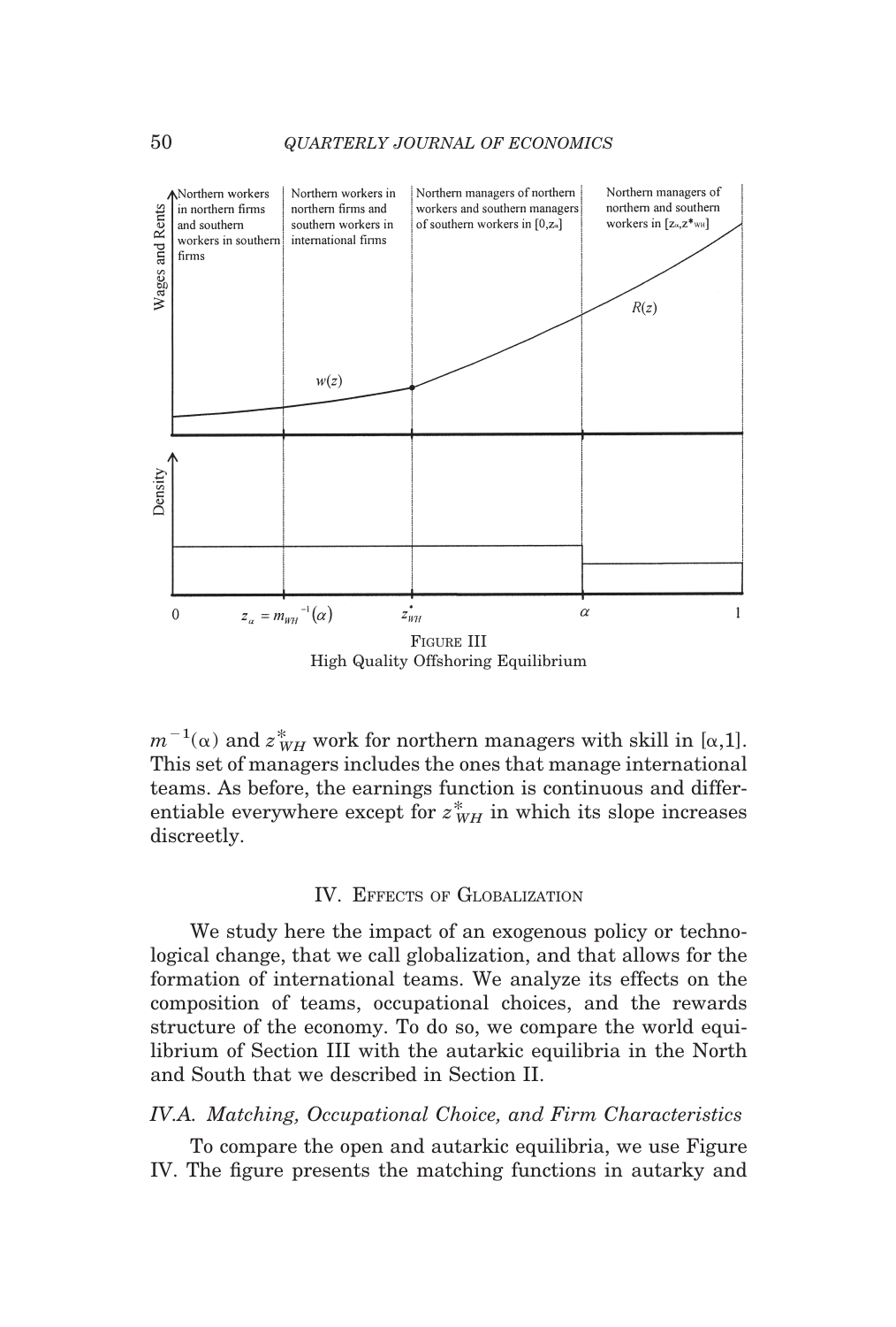FIGURE III
High Quality Offshoring Equilibrium

$m^{-1}(\alpha)$ and $z^*_{WH}$ work for northern managers with skill in $[\alpha,1]$. This set of managers includes the ones that manage international teams. As before, the earnings function is continuous and differentiable everywhere except for $z^*_{WH}$ in which its slope increases discreetly.

## IV. Effects of Globalization

We study here the impact of an exogenous policy or technological change, that we call globalization, and that allows for the formation of international teams. We analyze its effects on the composition of teams, occupational choices, and the rewards structure of the economy. To do so, we compare the world equilibrium of Section III with the autarkic equilibria in the North and South that we described in Section II.

### *IV.A. Matching, Occupational Choice, and Firm Characteristics*

To compare the open and autarkic equilibria, we use Figure IV. The figure presents the matching functions in autarky and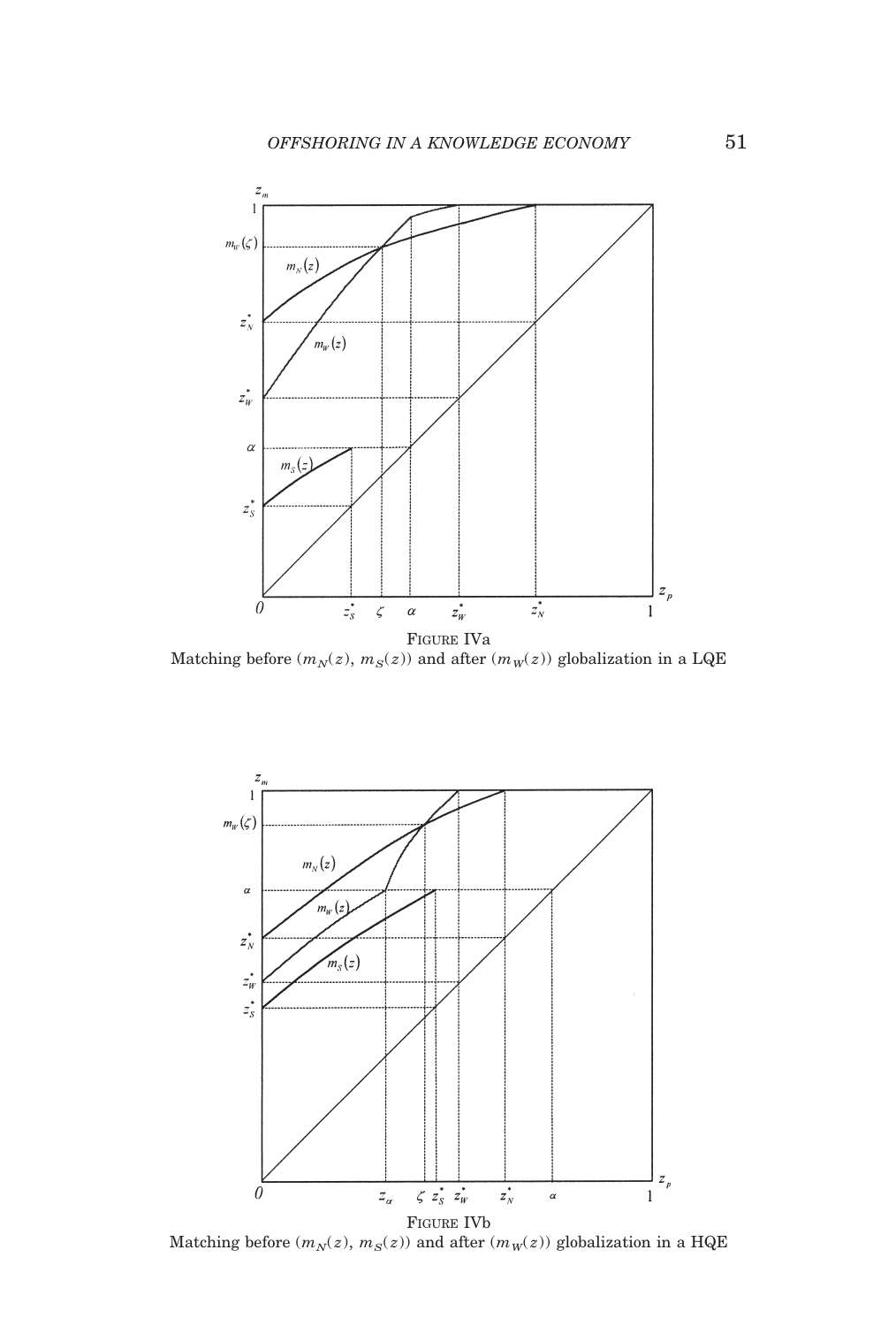FIGURE IVa

Matching before ($m_N(z)$, $m_S(z)$) and after ($m_W(z)$) globalization in a LQE

FIGURE IVb

Matching before ($m_N(z)$, $m_S(z)$) and after ($m_W(z)$) globalization in a HQE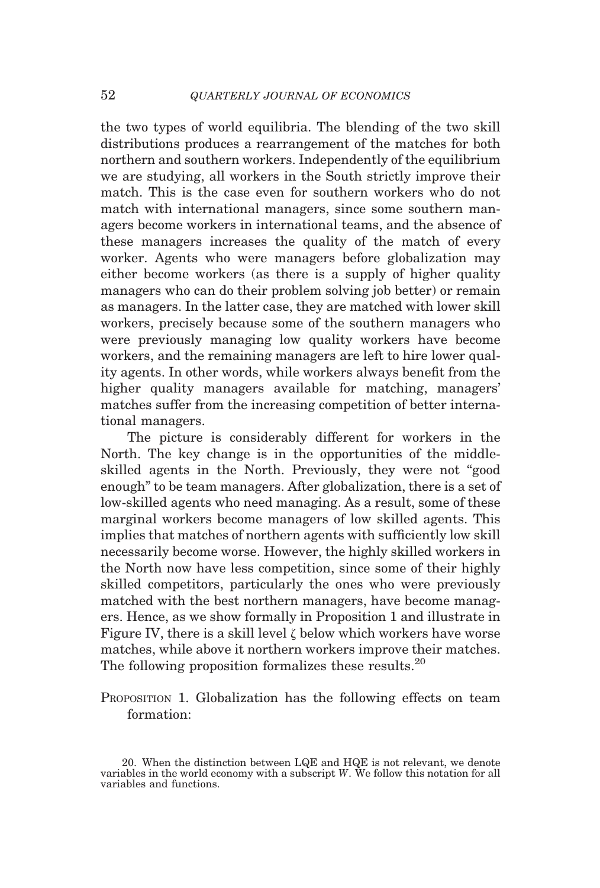the two types of world equilibria. The blending of the two skill distributions produces a rearrangement of the matches for both northern and southern workers. Independently of the equilibrium we are studying, all workers in the South strictly improve their match. This is the case even for southern workers who do not match with international managers, since some southern managers become workers in international teams, and the absence of these managers increases the quality of the match of every worker. Agents who were managers before globalization may either become workers (as there is a supply of higher quality managers who can do their problem solving job better) or remain as managers. In the latter case, they are matched with lower skill workers, precisely because some of the southern managers who were previously managing low quality workers have become workers, and the remaining managers are left to hire lower quality agents. In other words, while workers always benefit from the higher quality managers available for matching, managers' matches suffer from the increasing competition of better international managers.

The picture is considerably different for workers in the North. The key change is in the opportunities of the middle-skilled agents in the North. Previously, they were not "good enough" to be team managers. After globalization, there is a set of low-skilled agents who need managing. As a result, some of these marginal workers become managers of low skilled agents. This implies that matches of northern agents with sufficiently low skill necessarily become worse. However, the highly skilled workers in the North now have less competition, since some of their highly skilled competitors, particularly the ones who were previously matched with the best northern managers, have become managers. Hence, as we show formally in Proposition 1 and illustrate in Figure IV, there is a skill level $\zeta$ below which workers have worse matches, while above it northern workers improve their matches. The following proposition formalizes these results.[20]

PROPOSITION 1. Globalization has the following effects on team formation:

[20]. When the distinction between LQE and HQE is not relevant, we denote variables in the world economy with a subscript $W$. We follow this notation for all variables and functions.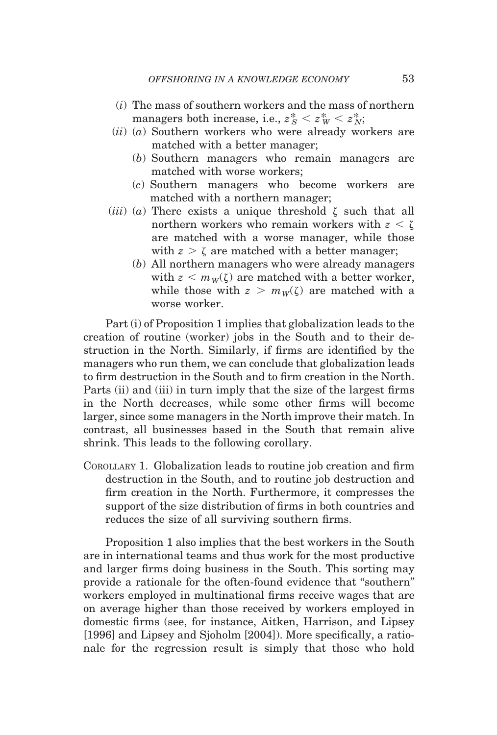(*i*) The mass of southern workers and the mass of northern managers both increase, i.e., $z_S^* < z_W^* < z_N^*$;

(*ii*) (*a*) Southern workers who were already workers are matched with a better manager;

(*b*) Southern managers who remain managers are matched with worse workers;

(*c*) Southern managers who become workers are matched with a northern manager;

(*iii*) (*a*) There exists a unique threshold $\zeta$ such that all northern workers who remain workers with $z < \zeta$ are matched with a worse manager, while those with $z > \zeta$ are matched with a better manager;

(*b*) All northern managers who were already managers with $z < m_W(\zeta)$ are matched with a better worker, while those with $z > m_W(\zeta)$ are matched with a worse worker.

Part (i) of Proposition 1 implies that globalization leads to the creation of routine (worker) jobs in the South and to their destruction in the North. Similarly, if firms are identified by the managers who run them, we can conclude that globalization leads to firm destruction in the South and to firm creation in the North. Parts (ii) and (iii) in turn imply that the size of the largest firms in the North decreases, while some other firms will become larger, since some managers in the North improve their match. In contrast, all businesses based in the South that remain alive shrink. This leads to the following corollary.

COROLLARY 1. Globalization leads to routine job creation and firm destruction in the South, and to routine job destruction and firm creation in the North. Furthermore, it compresses the support of the size distribution of firms in both countries and reduces the size of all surviving southern firms.

Proposition 1 also implies that the best workers in the South are in international teams and thus work for the most productive and larger firms doing business in the South. This sorting may provide a rationale for the often-found evidence that "southern" workers employed in multinational firms receive wages that are on average higher than those received by workers employed in domestic firms (see, for instance, Aitken, Harrison, and Lipsey [1996] and Lipsey and Sjoholm [2004]). More specifically, a rationale for the regression result is simply that those who hold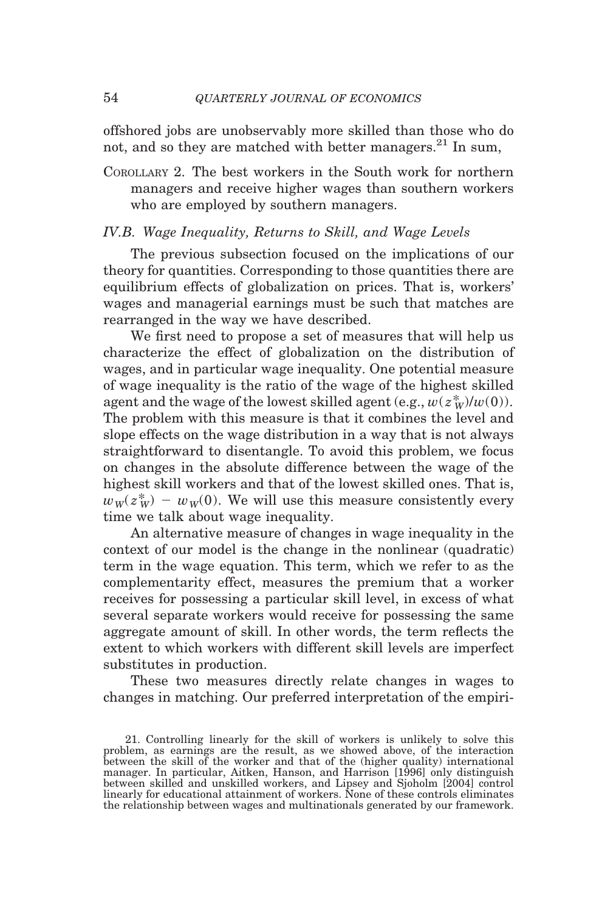offshored jobs are unobservably more skilled than those who do not, and so they are matched with better managers.[21] In sum,

COROLLARY 2. The best workers in the South work for northern managers and receive higher wages than southern workers who are employed by southern managers.

### *IV.B. Wage Inequality, Returns to Skill, and Wage Levels*

The previous subsection focused on the implications of our theory for quantities. Corresponding to those quantities there are equilibrium effects of globalization on prices. That is, workers' wages and managerial earnings must be such that matches are rearranged in the way we have described.

We first need to propose a set of measures that will help us characterize the effect of globalization on the distribution of wages, and in particular wage inequality. One potential measure of wage inequality is the ratio of the wage of the highest skilled agent and the wage of the lowest skilled agent (e.g., $w(z^*_W)/w(0)$). The problem with this measure is that it combines the level and slope effects on the wage distribution in a way that is not always straightforward to disentangle. To avoid this problem, we focus on changes in the absolute difference between the wage of the highest skill workers and that of the lowest skilled ones. That is, $w_W(z^*_W) - w_W(0)$. We will use this measure consistently every time we talk about wage inequality.

An alternative measure of changes in wage inequality in the context of our model is the change in the nonlinear (quadratic) term in the wage equation. This term, which we refer to as the complementarity effect, measures the premium that a worker receives for possessing a particular skill level, in excess of what several separate workers would receive for possessing the same aggregate amount of skill. In other words, the term reflects the extent to which workers with different skill levels are imperfect substitutes in production.

These two measures directly relate changes in wages to changes in matching. Our preferred interpretation of the empiri-

21. Controlling linearly for the skill of workers is unlikely to solve this problem, as earnings are the result, as we showed above, of the interaction between the skill of the worker and that of the (higher quality) international manager. In particular, Aitken, Hanson, and Harrison [1996] only distinguish between skilled and unskilled workers, and Lipsey and Sjoholm [2004] control linearly for educational attainment of workers. None of these controls eliminates the relationship between wages and multinationals generated by our framework.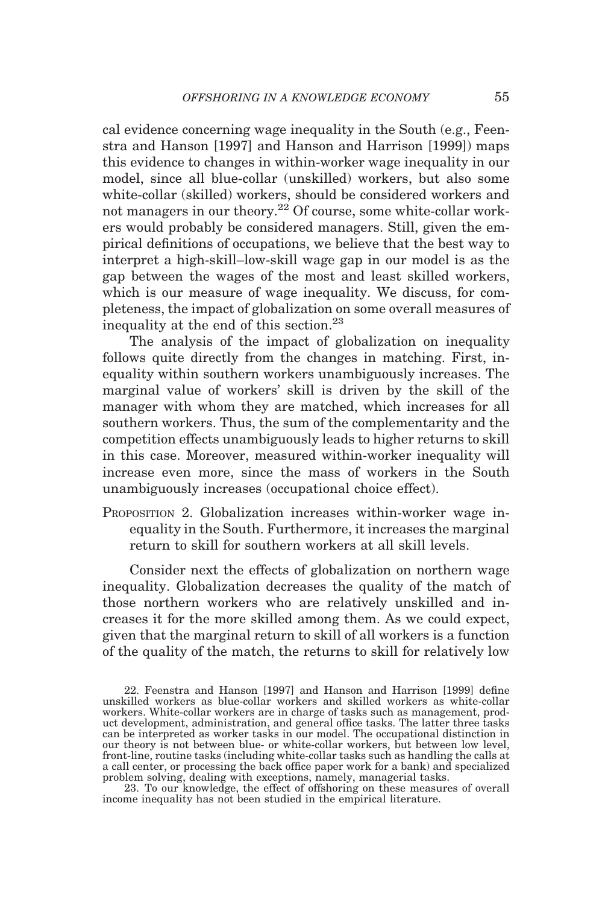cal evidence concerning wage inequality in the South (e.g., Feenstra and Hanson [1997] and Hanson and Harrison [1999]) maps this evidence to changes in within-worker wage inequality in our model, since all blue-collar (unskilled) workers, but also some white-collar (skilled) workers, should be considered workers and not managers in our theory.[22] Of course, some white-collar workers would probably be considered managers. Still, given the empirical definitions of occupations, we believe that the best way to interpret a high-skill–low-skill wage gap in our model is as the gap between the wages of the most and least skilled workers, which is our measure of wage inequality. We discuss, for completeness, the impact of globalization on some overall measures of inequality at the end of this section.[23]

The analysis of the impact of globalization on inequality follows quite directly from the changes in matching. First, inequality within southern workers unambiguously increases. The marginal value of workers' skill is driven by the skill of the manager with whom they are matched, which increases for all southern workers. Thus, the sum of the complementarity and the competition effects unambiguously leads to higher returns to skill in this case. Moreover, measured within-worker inequality will increase even more, since the mass of workers in the South unambiguously increases (occupational choice effect).

PROPOSITION 2. *Globalization increases within-worker wage inequality in the South. Furthermore, it increases the marginal return to skill for southern workers at all skill levels.*

Consider next the effects of globalization on northern wage inequality. Globalization decreases the quality of the match of those northern workers who are relatively unskilled and increases it for the more skilled among them. As we could expect, given that the marginal return to skill of all workers is a function of the quality of the match, the returns to skill for relatively low

22. Feenstra and Hanson [1997] and Hanson and Harrison [1999] define unskilled workers as blue-collar workers and skilled workers as white-collar workers. White-collar workers are in charge of tasks such as management, product development, administration, and general office tasks. The latter three tasks can be interpreted as worker tasks in our model. The occupational distinction in our theory is not between blue- or white-collar workers, but between low level, front-line, routine tasks (including white-collar tasks such as handling the calls at a call center, or processing the back office paper work for a bank) and specialized problem solving, dealing with exceptions, namely, managerial tasks.

23. To our knowledge, the effect of offshoring on these measures of overall income inequality has not been studied in the empirical literature.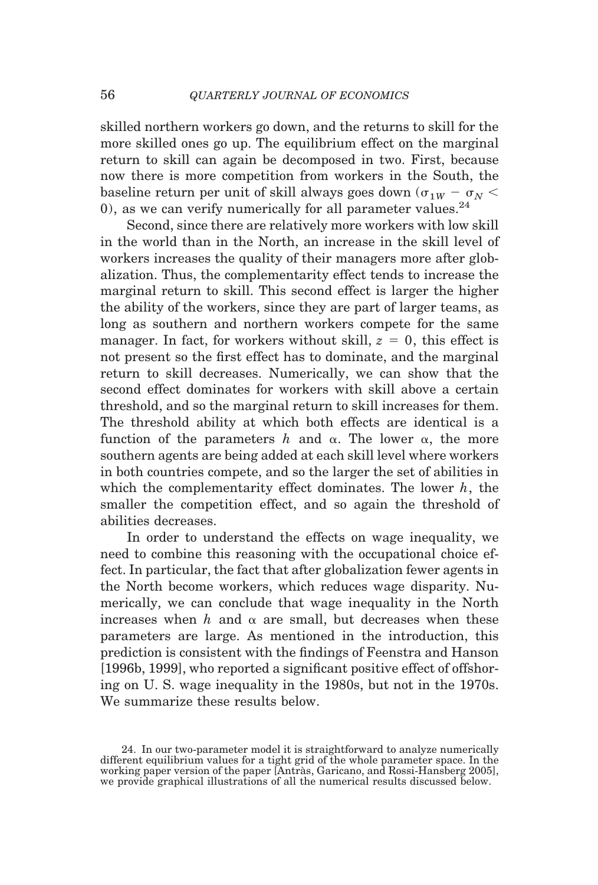skilled northern workers go down, and the returns to skill for the more skilled ones go up. The equilibrium effect on the marginal return to skill can again be decomposed in two. First, because now there is more competition from workers in the South, the baseline return per unit of skill always goes down ($\sigma_{1W} - \sigma_N < 0$), as we can verify numerically for all parameter values.[24]

Second, since there are relatively more workers with low skill in the world than in the North, an increase in the skill level of workers increases the quality of their managers more after globalization. Thus, the complementarity effect tends to increase the marginal return to skill. This second effect is larger the higher the ability of the workers, since they are part of larger teams, as long as southern and northern workers compete for the same manager. In fact, for workers without skill, $z = 0$, this effect is not present so the first effect has to dominate, and the marginal return to skill decreases. Numerically, we can show that the second effect dominates for workers with skill above a certain threshold, and so the marginal return to skill increases for them. The threshold ability at which both effects are identical is a function of the parameters $h$ and $\alpha$. The lower $\alpha$, the more southern agents are being added at each skill level where workers in both countries compete, and so the larger the set of abilities in which the complementarity effect dominates. The lower $h$, the smaller the competition effect, and so again the threshold of abilities decreases.

In order to understand the effects on wage inequality, we need to combine this reasoning with the occupational choice effect. In particular, the fact that after globalization fewer agents in the North become workers, which reduces wage disparity. Numerically, we can conclude that wage inequality in the North increases when $h$ and $\alpha$ are small, but decreases when these parameters are large. As mentioned in the introduction, this prediction is consistent with the findings of Feenstra and Hanson [1996b, 1999], who reported a significant positive effect of offshoring on U. S. wage inequality in the 1980s, but not in the 1970s. We summarize these results below.

24. In our two-parameter model it is straightforward to analyze numerically different equilibrium values for a tight grid of the whole parameter space. In the working paper version of the paper [Antràs, Garicano, and Rossi-Hansberg 2005], we provide graphical illustrations of all the numerical results discussed below.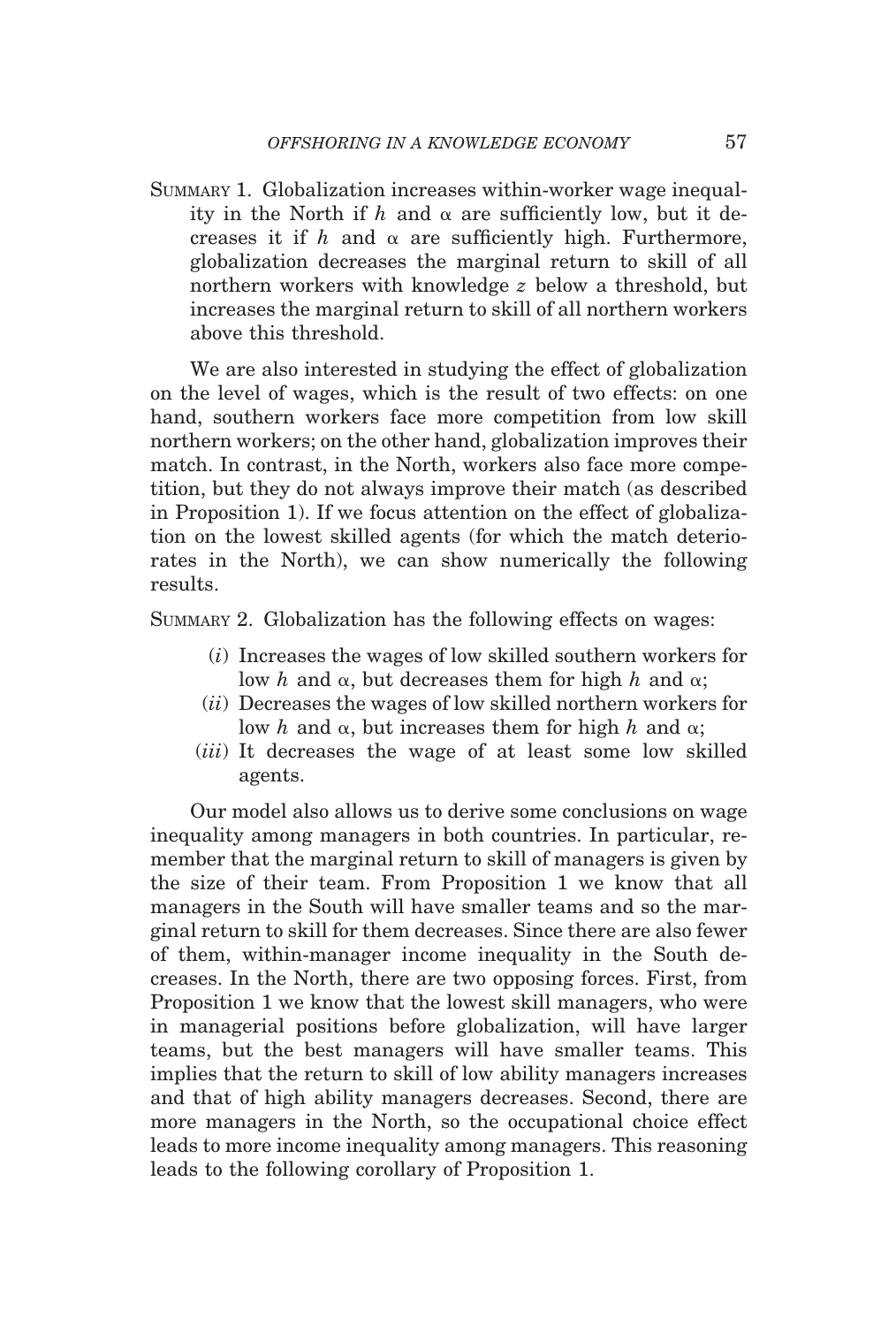SUMMARY 1. Globalization increases within-worker wage inequality in the North if $h$ and $\alpha$ are sufficiently low, but it decreases it if $h$ and $\alpha$ are sufficiently high. Furthermore, globalization decreases the marginal return to skill of all northern workers with knowledge $z$ below a threshold, but increases the marginal return to skill of all northern workers above this threshold.

We are also interested in studying the effect of globalization on the level of wages, which is the result of two effects: on one hand, southern workers face more competition from low skill northern workers; on the other hand, globalization improves their match. In contrast, in the North, workers also face more competition, but they do not always improve their match (as described in Proposition 1). If we focus attention on the effect of globalization on the lowest skilled agents (for which the match deteriorates in the North), we can show numerically the following results.

SUMMARY 2. Globalization has the following effects on wages:

(*i*) Increases the wages of low skilled southern workers for low $h$ and $\alpha$, but decreases them for high $h$ and $\alpha$;

(*ii*) Decreases the wages of low skilled northern workers for low $h$ and $\alpha$, but increases them for high $h$ and $\alpha$;

(*iii*) It decreases the wage of at least some low skilled agents.

Our model also allows us to derive some conclusions on wage inequality among managers in both countries. In particular, remember that the marginal return to skill of managers is given by the size of their team. From Proposition 1 we know that all managers in the South will have smaller teams and so the marginal return to skill for them decreases. Since there are also fewer of them, within-manager income inequality in the South decreases. In the North, there are two opposing forces. First, from Proposition 1 we know that the lowest skill managers, who were in managerial positions before globalization, will have larger teams, but the best managers will have smaller teams. This implies that the return to skill of low ability managers increases and that of high ability managers decreases. Second, there are more managers in the North, so the occupational choice effect leads to more income inequality among managers. This reasoning leads to the following corollary of Proposition 1.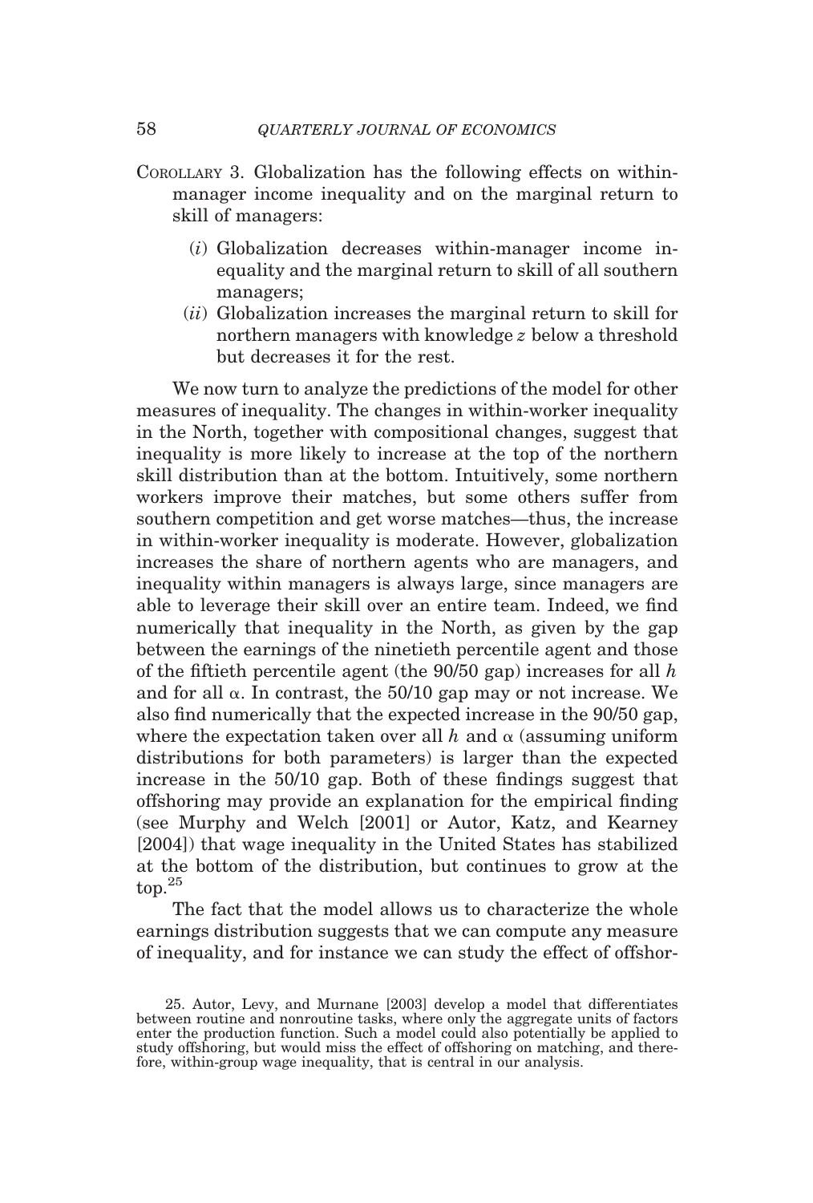COROLLARY 3. Globalization has the following effects on within-manager income inequality and on the marginal return to skill of managers:

(*i*) Globalization decreases within-manager income inequality and the marginal return to skill of all southern managers;

(*ii*) Globalization increases the marginal return to skill for northern managers with knowledge $z$ below a threshold but decreases it for the rest.

We now turn to analyze the predictions of the model for other measures of inequality. The changes in within-worker inequality in the North, together with compositional changes, suggest that inequality is more likely to increase at the top of the northern skill distribution than at the bottom. Intuitively, some northern workers improve their matches, but some others suffer from southern competition and get worse matches—thus, the increase in within-worker inequality is moderate. However, globalization increases the share of northern agents who are managers, and inequality within managers is always large, since managers are able to leverage their skill over an entire team. Indeed, we find numerically that inequality in the North, as given by the gap between the earnings of the ninetieth percentile agent and those of the fiftieth percentile agent (the 90/50 gap) increases for all $h$ and for all $\alpha$. In contrast, the 50/10 gap may or not increase. We also find numerically that the expected increase in the 90/50 gap, where the expectation taken over all $h$ and $\alpha$ (assuming uniform distributions for both parameters) is larger than the expected increase in the 50/10 gap. Both of these findings suggest that offshoring may provide an explanation for the empirical finding (see Murphy and Welch [2001] or Autor, Katz, and Kearney [2004]) that wage inequality in the United States has stabilized at the bottom of the distribution, but continues to grow at the top.[25]

The fact that the model allows us to characterize the whole earnings distribution suggests that we can compute any measure of inequality, and for instance we can study the effect of offshor-

25. Autor, Levy, and Murnane [2003] develop a model that differentiates between routine and nonroutine tasks, where only the aggregate units of factors enter the production function. Such a model could also potentially be applied to study offshoring, but would miss the effect of offshoring on matching, and therefore, within-group wage inequality, that is central in our analysis.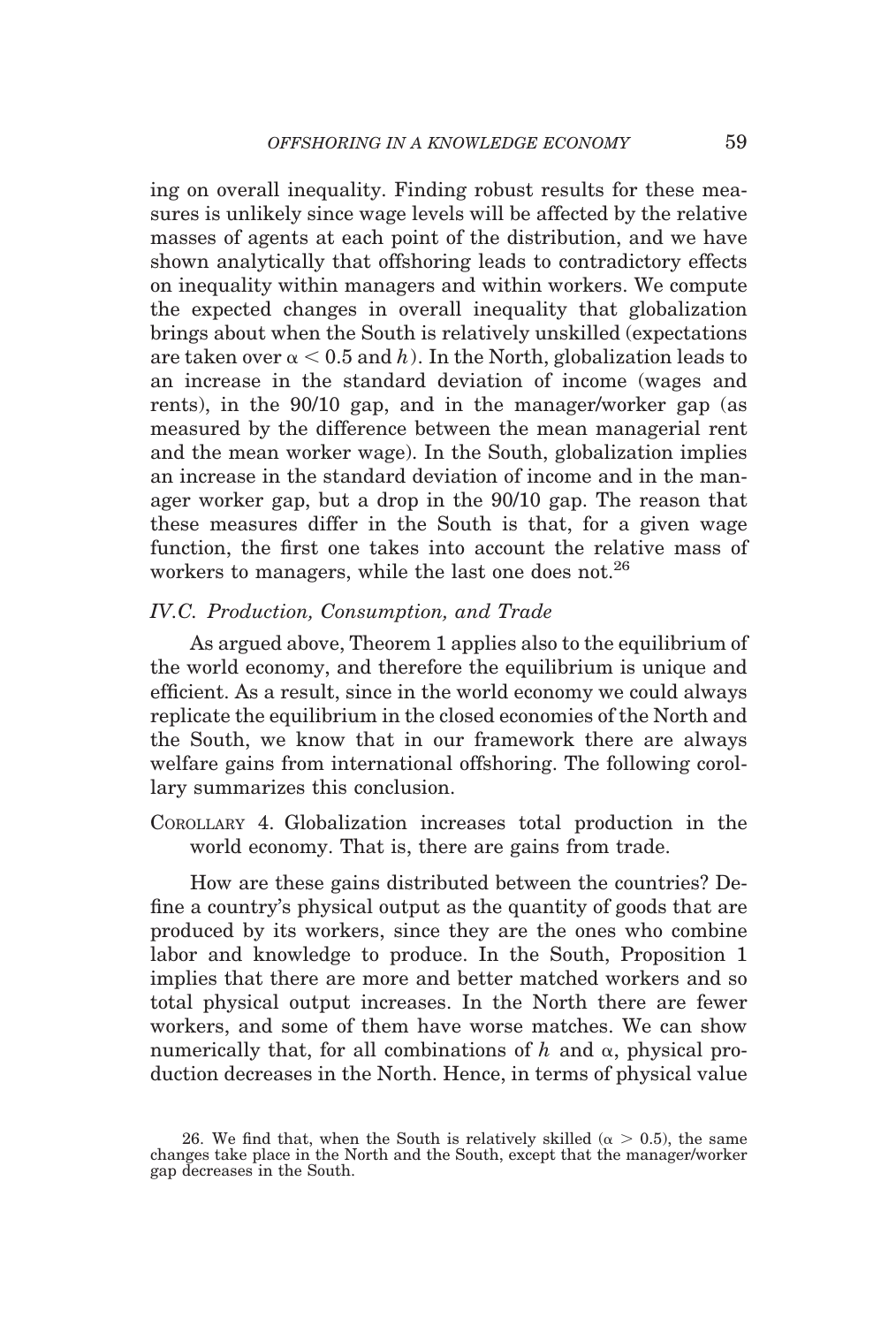ing on overall inequality. Finding robust results for these measures is unlikely since wage levels will be affected by the relative masses of agents at each point of the distribution, and we have shown analytically that offshoring leads to contradictory effects on inequality within managers and within workers. We compute the expected changes in overall inequality that globalization brings about when the South is relatively unskilled (expectations are taken over $\alpha < 0.5$ and $h$). In the North, globalization leads to an increase in the standard deviation of income (wages and rents), in the 90/10 gap, and in the manager/worker gap (as measured by the difference between the mean managerial rent and the mean worker wage). In the South, globalization implies an increase in the standard deviation of income and in the manager worker gap, but a drop in the 90/10 gap. The reason that these measures differ in the South is that, for a given wage function, the first one takes into account the relative mass of workers to managers, while the last one does not.[26]

### *IV.C. Production, Consumption, and Trade*

As argued above, Theorem 1 applies also to the equilibrium of the world economy, and therefore the equilibrium is unique and efficient. As a result, since in the world economy we could always replicate the equilibrium in the closed economies of the North and the South, we know that in our framework there are always welfare gains from international offshoring. The following corollary summarizes this conclusion.

COROLLARY 4. Globalization increases total production in the world economy. That is, there are gains from trade.

How are these gains distributed between the countries? Define a country's physical output as the quantity of goods that are produced by its workers, since they are the ones who combine labor and knowledge to produce. In the South, Proposition 1 implies that there are more and better matched workers and so total physical output increases. In the North there are fewer workers, and some of them have worse matches. We can show numerically that, for all combinations of $h$ and $\alpha$, physical production decreases in the North. Hence, in terms of physical value

26. We find that, when the South is relatively skilled ($\alpha > 0.5$), the same changes take place in the North and the South, except that the manager/worker gap decreases in the South.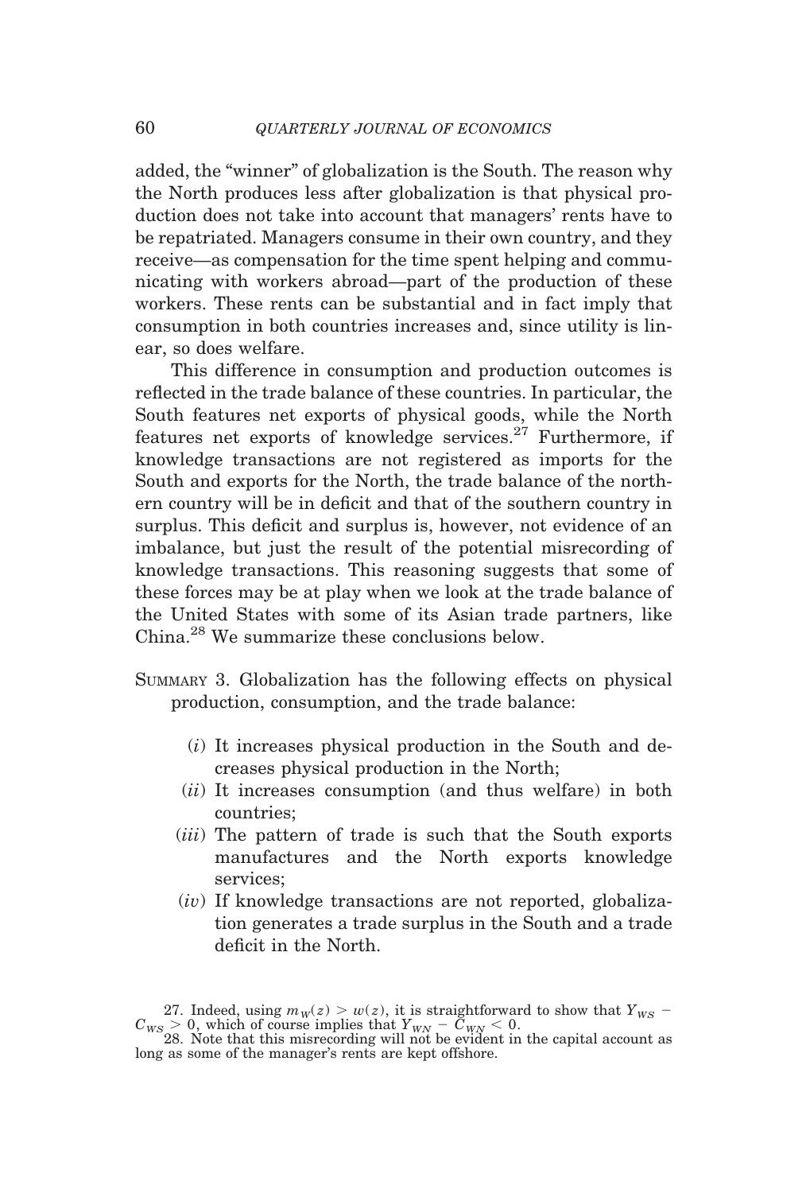added, the "winner" of globalization is the South. The reason why the North produces less after globalization is that physical production does not take into account that managers' rents have to be repatriated. Managers consume in their own country, and they receive—as compensation for the time spent helping and communicating with workers abroad—part of the production of these workers. These rents can be substantial and in fact imply that consumption in both countries increases and, since utility is linear, so does welfare.

This difference in consumption and production outcomes is reflected in the trade balance of these countries. In particular, the South features net exports of physical goods, while the North features net exports of knowledge services.[27] Furthermore, if knowledge transactions are not registered as imports for the South and exports for the North, the trade balance of the northern country will be in deficit and that of the southern country in surplus. This deficit and surplus is, however, not evidence of an imbalance, but just the result of the potential misrecording of knowledge transactions. This reasoning suggests that some of these forces may be at play when we look at the trade balance of the United States with some of its Asian trade partners, like China.[28] We summarize these conclusions below.

SUMMARY 3. Globalization has the following effects on physical production, consumption, and the trade balance:

- (*i*) It increases physical production in the South and decreases physical production in the North;
- (*ii*) It increases consumption (and thus welfare) in both countries;
- (*iii*) The pattern of trade is such that the South exports manufactures and the North exports knowledge services;
- (*iv*) If knowledge transactions are not reported, globalization generates a trade surplus in the South and a trade deficit in the North.

27. Indeed, using $m_W(z) > w(z)$, it is straightforward to show that $Y_{WS} - C_{WS} > 0$, which of course implies that $Y_{WN} - C_{WN} < 0$.

28. Note that this misrecording will not be evident in the capital account as long as some of the manager's rents are kept offshore.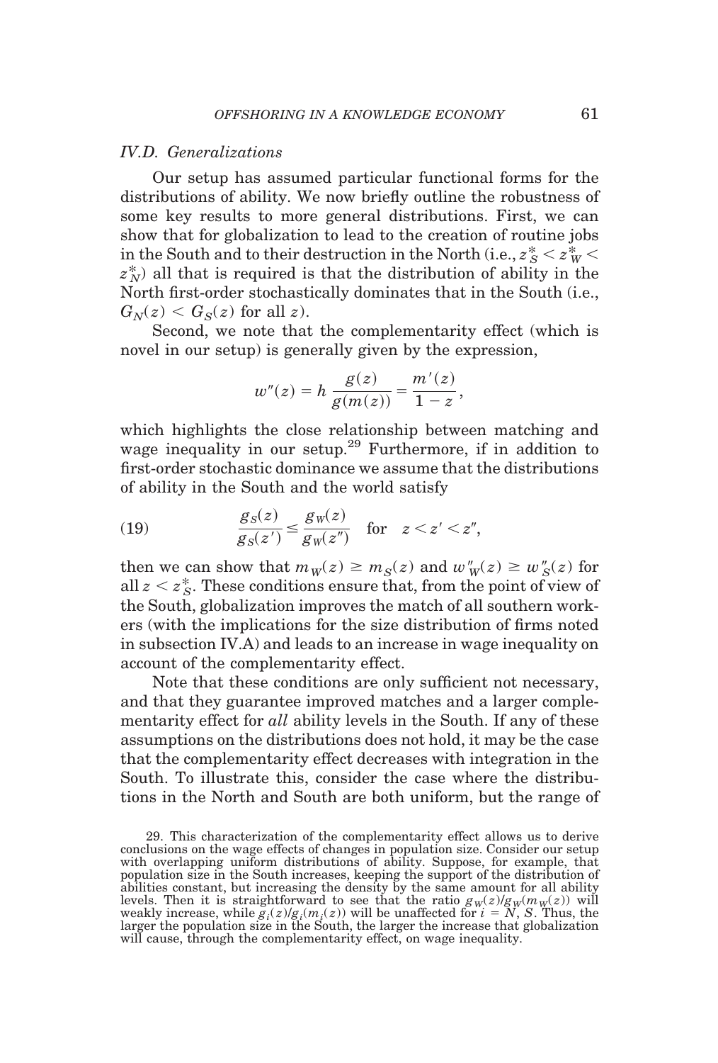### IV.D. Generalizations

Our setup has assumed particular functional forms for the distributions of ability. We now briefly outline the robustness of some key results to more general distributions. First, we can show that for globalization to lead to the creation of routine jobs in the South and to their destruction in the North (i.e., $z_S^* < z_W^* < z_N^*$) all that is required is that the distribution of ability in the North first-order stochastically dominates that in the South (i.e., $G_N(z) < G_S(z)$ for all $z$).

Second, we note that the complementarity effect (which is novel in our setup) is generally given by the expression,

$$w''(z) = h\,\frac{g(z)}{g(m(z))} = \frac{m'(z)}{1-z},$$

which highlights the close relationship between matching and wage inequality in our setup.[29] Furthermore, if in addition to first-order stochastic dominance we assume that the distributions of ability in the South and the world satisfy

$$\text{(19)} \qquad \frac{g_S(z)}{g_S(z')} \leq \frac{g_W(z)}{g_W(z'')} \quad \text{for} \quad z < z' < z'',$$

then we can show that $m_W(z) \geq m_S(z)$ and $w''_W(z) \geq w''_S(z)$ for all $z < z_S^*$. These conditions ensure that, from the point of view of the South, globalization improves the match of all southern workers (with the implications for the size distribution of firms noted in subsection IV.A) and leads to an increase in wage inequality on account of the complementarity effect.

Note that these conditions are only sufficient not necessary, and that they guarantee improved matches and a larger complementarity effect for *all* ability levels in the South. If any of these assumptions on the distributions does not hold, it may be the case that the complementarity effect decreases with integration in the South. To illustrate this, consider the case where the distributions in the North and South are both uniform, but the range of

29. This characterization of the complementarity effect allows us to derive conclusions on the wage effects of changes in population size. Consider our setup with overlapping uniform distributions of ability. Suppose, for example, that population size in the South increases, keeping the support of the distribution of abilities constant, but increasing the density by the same amount for all ability levels. Then it is straightforward to see that the ratio $g_W(z)/g_W(m_W(z))$ will weakly increase, while $g_i(z)/g_i(m_i(z))$ will be unaffected for $i = N, S$. Thus, the larger the population size in the South, the larger the increase that globalization will cause, through the complementarity effect, on wage inequality.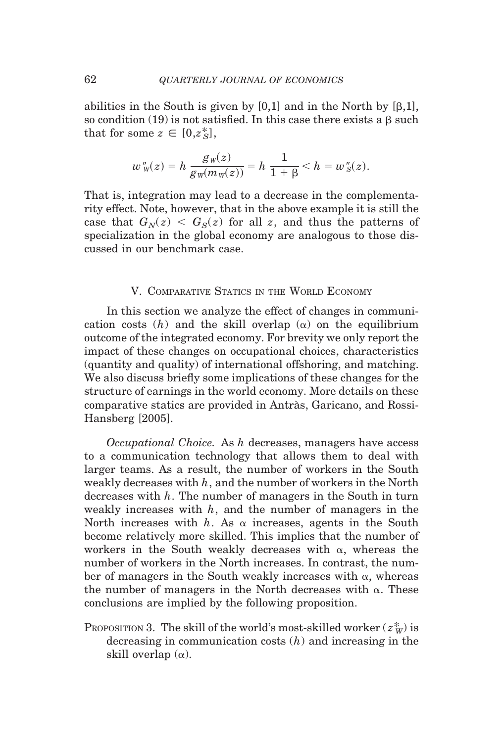abilities in the South is given by [0,1] and in the North by [β,1], so condition (19) is not satisfied. In this case there exists a $\beta$ such that for some $z \in [0, z_S^*]$,

$$w_W''(z) = h \frac{g_W(z)}{g_W(m_W(z))} = h \frac{1}{1+\beta} < h = w_S''(z).$$

That is, integration may lead to a decrease in the complementarity effect. Note, however, that in the above example it is still the case that $G_N(z) < G_S(z)$ for all $z$, and thus the patterns of specialization in the global economy are analogous to those discussed in our benchmark case.

## V. Comparative Statics in the World Economy

In this section we analyze the effect of changes in communication costs ($h$) and the skill overlap ($\alpha$) on the equilibrium outcome of the integrated economy. For brevity we only report the impact of these changes on occupational choices, characteristics (quantity and quality) of international offshoring, and matching. We also discuss briefly some implications of these changes for the structure of earnings in the world economy. More details on these comparative statics are provided in Antràs, Garicano, and Rossi-Hansberg [2005].

*Occupational Choice.* As $h$ decreases, managers have access to a communication technology that allows them to deal with larger teams. As a result, the number of workers in the South weakly decreases with $h$, and the number of workers in the North decreases with $h$. The number of managers in the South in turn weakly increases with $h$, and the number of managers in the North increases with $h$. As $\alpha$ increases, agents in the South become relatively more skilled. This implies that the number of workers in the South weakly decreases with $\alpha$, whereas the number of workers in the North increases. In contrast, the number of managers in the South weakly increases with $\alpha$, whereas the number of managers in the North decreases with $\alpha$. These conclusions are implied by the following proposition.

Proposition 3. The skill of the world's most-skilled worker ($z_W^*$) is decreasing in communication costs ($h$) and increasing in the skill overlap ($\alpha$).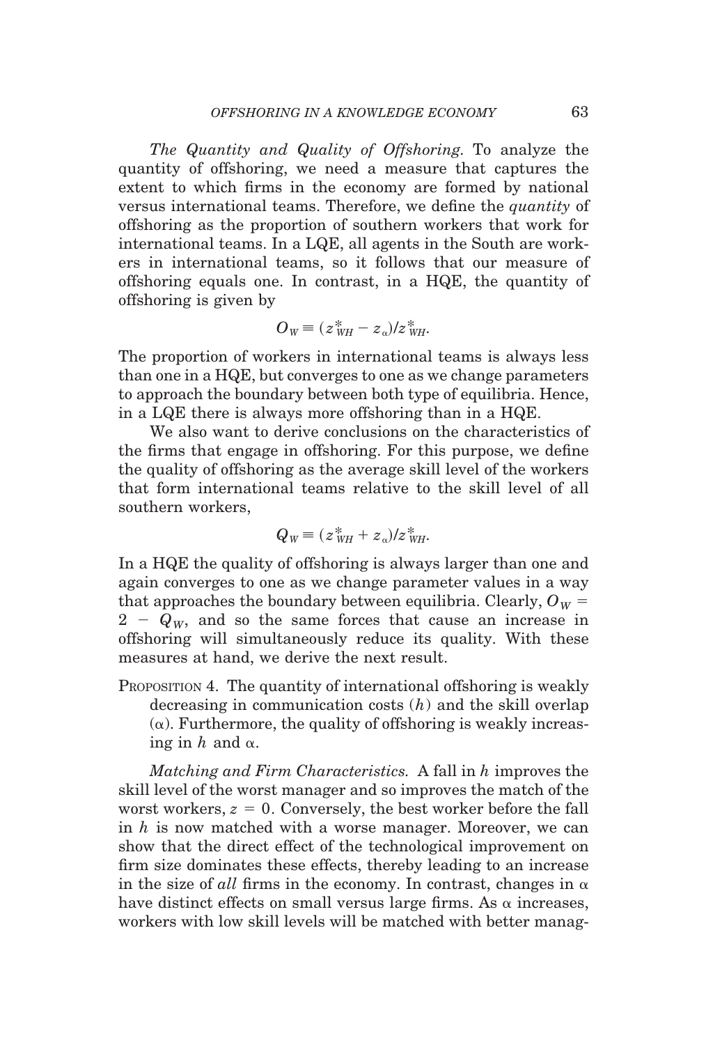*The Quantity and Quality of Offshoring.* To analyze the quantity of offshoring, we need a measure that captures the extent to which firms in the economy are formed by national versus international teams. Therefore, we define the *quantity* of offshoring as the proportion of southern workers that work for international teams. In a LQE, all agents in the South are workers in international teams, so it follows that our measure of offshoring equals one. In contrast, in a HQE, the quantity of offshoring is given by

$$O_W \equiv (z^*_{WH} - z_\alpha)/z^*_{WH}.$$

The proportion of workers in international teams is always less than one in a HQE, but converges to one as we change parameters to approach the boundary between both type of equilibria. Hence, in a LQE there is always more offshoring than in a HQE.

We also want to derive conclusions on the characteristics of the firms that engage in offshoring. For this purpose, we define the quality of offshoring as the average skill level of the workers that form international teams relative to the skill level of all southern workers,

$$Q_W \equiv (z^*_{WH} + z_\alpha)/z^*_{WH}.$$

In a HQE the quality of offshoring is always larger than one and again converges to one as we change parameter values in a way that approaches the boundary between equilibria. Clearly, $O_W = 2 - Q_W$, and so the same forces that cause an increase in offshoring will simultaneously reduce its quality. With these measures at hand, we derive the next result.

PROPOSITION 4. The quantity of international offshoring is weakly decreasing in communication costs ($h$) and the skill overlap ($\alpha$). Furthermore, the quality of offshoring is weakly increasing in $h$ and $\alpha$.

*Matching and Firm Characteristics.* A fall in $h$ improves the skill level of the worst manager and so improves the match of the worst workers, $z = 0$. Conversely, the best worker before the fall in $h$ is now matched with a worse manager. Moreover, we can show that the direct effect of the technological improvement on firm size dominates these effects, thereby leading to an increase in the size of *all* firms in the economy. In contrast, changes in $\alpha$ have distinct effects on small versus large firms. As $\alpha$ increases, workers with low skill levels will be matched with better manag-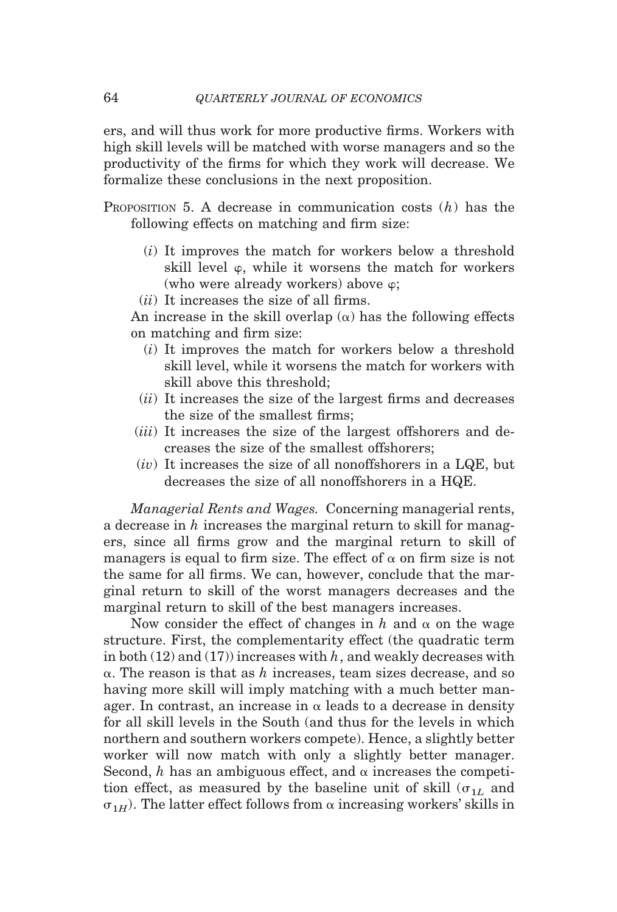ers, and will thus work for more productive firms. Workers with high skill levels will be matched with worse managers and so the productivity of the firms for which they work will decrease. We formalize these conclusions in the next proposition.

PROPOSITION 5. A decrease in communication costs ($h$) has the following effects on matching and firm size:

- ($i$) It improves the match for workers below a threshold skill level $\varphi$, while it worsens the match for workers (who were already workers) above $\varphi$;
- ($ii$) It increases the size of all firms.

An increase in the skill overlap ($\alpha$) has the following effects on matching and firm size:

- ($i$) It improves the match for workers below a threshold skill level, while it worsens the match for workers with skill above this threshold;
- ($ii$) It increases the size of the largest firms and decreases the size of the smallest firms;
- ($iii$) It increases the size of the largest offshorers and decreases the size of the smallest offshorers;
- ($iv$) It increases the size of all nonoffshorers in a LQE, but decreases the size of all nonoffshorers in a HQE.

*Managerial Rents and Wages.* Concerning managerial rents, a decrease in $h$ increases the marginal return to skill for managers, since all firms grow and the marginal return to skill of managers is equal to firm size. The effect of $\alpha$ on firm size is not the same for all firms. We can, however, conclude that the marginal return to skill of the worst managers decreases and the marginal return to skill of the best managers increases.

Now consider the effect of changes in $h$ and $\alpha$ on the wage structure. First, the complementarity effect (the quadratic term in both (12) and (17)) increases with $h$, and weakly decreases with $\alpha$. The reason is that as $h$ increases, team sizes decrease, and so having more skill will imply matching with a much better manager. In contrast, an increase in $\alpha$ leads to a decrease in density for all skill levels in the South (and thus for the levels in which northern and southern workers compete). Hence, a slightly better worker will now match with only a slightly better manager. Second, $h$ has an ambiguous effect, and $\alpha$ increases the competition effect, as measured by the baseline unit of skill ($\sigma_{1L}$ and $\sigma_{1H}$). The latter effect follows from $\alpha$ increasing workers' skills in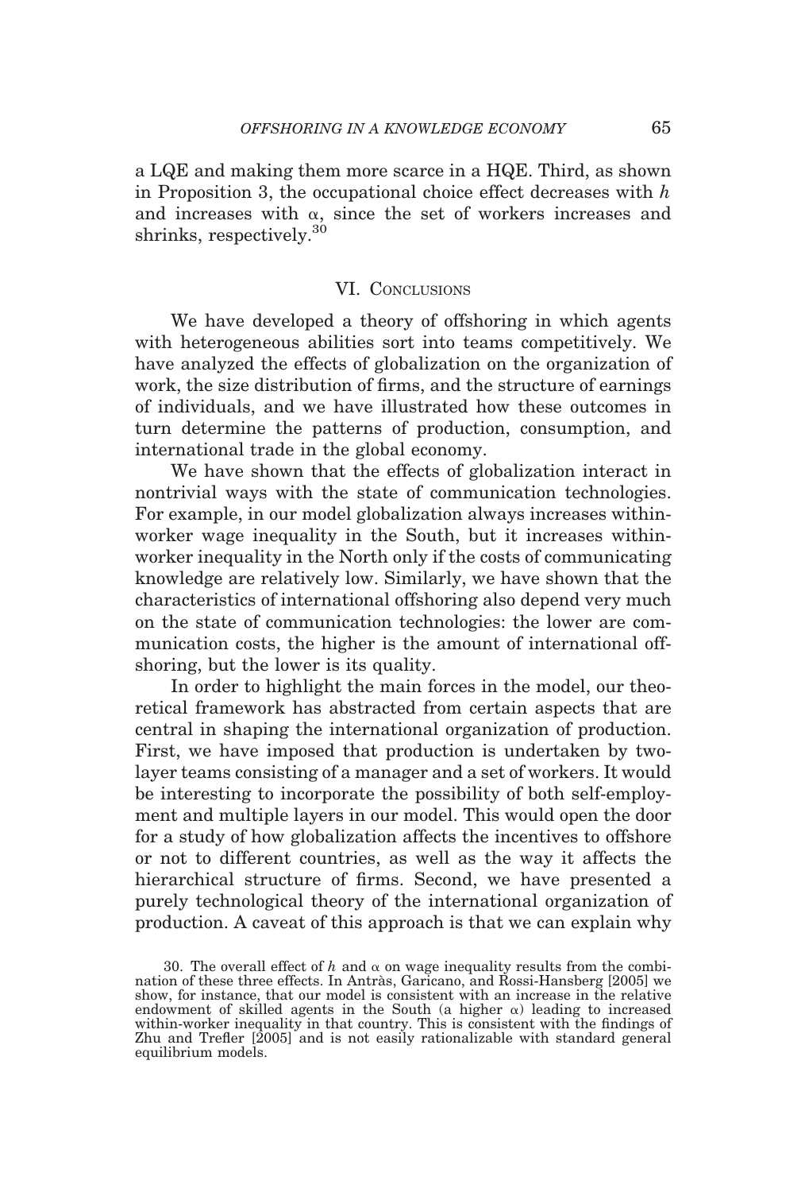a LQE and making them more scarce in a HQE. Third, as shown in Proposition 3, the occupational choice effect decreases with $h$ and increases with $\alpha$, since the set of workers increases and shrinks, respectively.[30]

## VI. Conclusions

We have developed a theory of offshoring in which agents with heterogeneous abilities sort into teams competitively. We have analyzed the effects of globalization on the organization of work, the size distribution of firms, and the structure of earnings of individuals, and we have illustrated how these outcomes in turn determine the patterns of production, consumption, and international trade in the global economy.

We have shown that the effects of globalization interact in nontrivial ways with the state of communication technologies. For example, in our model globalization always increases within-worker wage inequality in the South, but it increases within-worker inequality in the North only if the costs of communicating knowledge are relatively low. Similarly, we have shown that the characteristics of international offshoring also depend very much on the state of communication technologies: the lower are communication costs, the higher is the amount of international offshoring, but the lower is its quality.

In order to highlight the main forces in the model, our theoretical framework has abstracted from certain aspects that are central in shaping the international organization of production. First, we have imposed that production is undertaken by two-layer teams consisting of a manager and a set of workers. It would be interesting to incorporate the possibility of both self-employment and multiple layers in our model. This would open the door for a study of how globalization affects the incentives to offshore or not to different countries, as well as the way it affects the hierarchical structure of firms. Second, we have presented a purely technological theory of the international organization of production. A caveat of this approach is that we can explain why

30. The overall effect of $h$ and $\alpha$ on wage inequality results from the combination of these three effects. In Antràs, Garicano, and Rossi-Hansberg [2005] we show, for instance, that our model is consistent with an increase in the relative endowment of skilled agents in the South (a higher $\alpha$) leading to increased within-worker inequality in that country. This is consistent with the findings of Zhu and Trefler [2005] and is not easily rationalizable with standard general equilibrium models.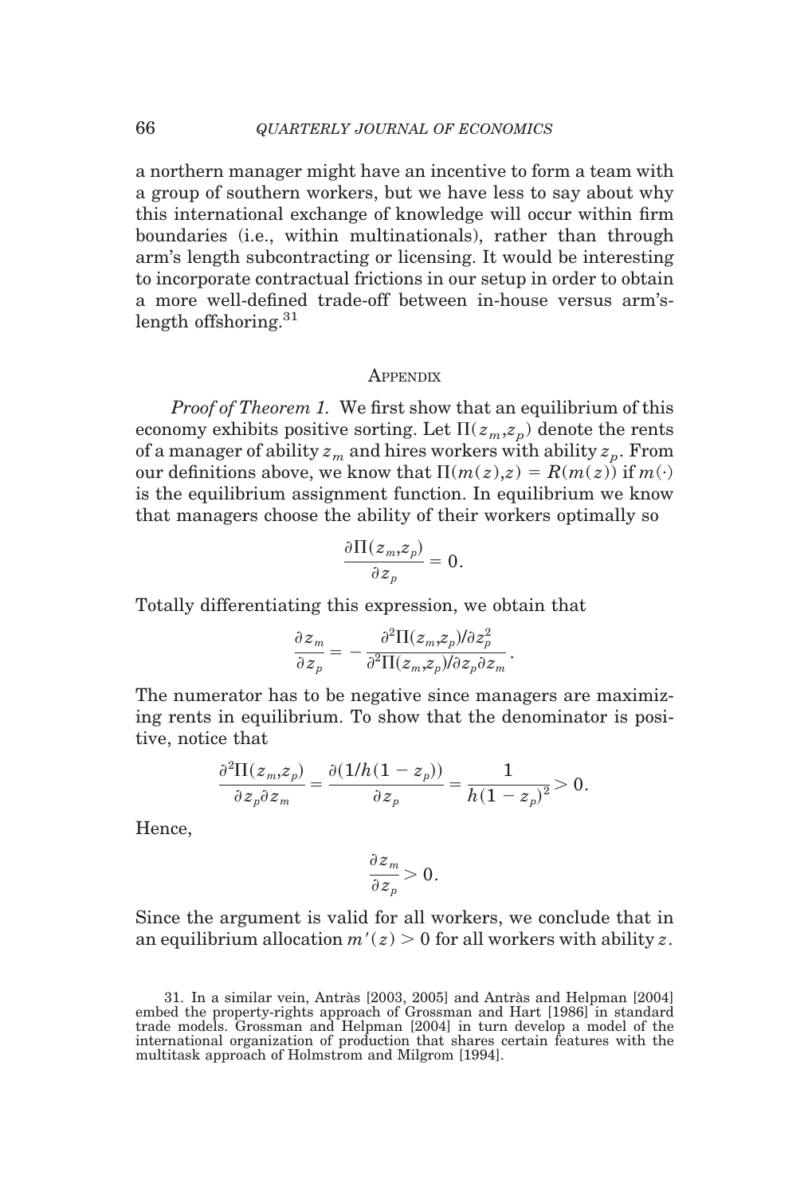a northern manager might have an incentive to form a team with a group of southern workers, but we have less to say about why this international exchange of knowledge will occur within firm boundaries (i.e., within multinationals), rather than through arm's length subcontracting or licensing. It would be interesting to incorporate contractual frictions in our setup in order to obtain a more well-defined trade-off between in-house versus arm's-length offshoring.[31]

## Appendix

*Proof of Theorem 1.* We first show that an equilibrium of this economy exhibits positive sorting. Let $\Pi(z_m, z_p)$ denote the rents of a manager of ability $z_m$ and hires workers with ability $z_p$. From our definitions above, we know that $\Pi(m(z), z) = R(m(z))$ if $m(\cdot)$ is the equilibrium assignment function. In equilibrium we know that managers choose the ability of their workers optimally so

$$\frac{\partial \Pi(z_m, z_p)}{\partial z_p} = 0.$$

Totally differentiating this expression, we obtain that

$$\frac{\partial z_m}{\partial z_p} = -\frac{\partial^2 \Pi(z_m, z_p)/\partial z_p^2}{\partial^2 \Pi(z_m, z_p)/\partial z_p \partial z_m}.$$

The numerator has to be negative since managers are maximizing rents in equilibrium. To show that the denominator is positive, notice that

$$\frac{\partial^2 \Pi(z_m, z_p)}{\partial z_p \partial z_m} = \frac{\partial (1/h(1 - z_p))}{\partial z_p} = \frac{1}{h(1 - z_p)^2} > 0.$$

Hence,

$$\frac{\partial z_m}{\partial z_p} > 0.$$

Since the argument is valid for all workers, we conclude that in an equilibrium allocation $m'(z) > 0$ for all workers with ability $z$.

31. In a similar vein, Antràs [2003, 2005] and Antràs and Helpman [2004] embed the property-rights approach of Grossman and Hart [1986] in standard trade models. Grossman and Helpman [2004] in turn develop a model of the international organization of production that shares certain features with the multitask approach of Holmstrom and Milgrom [1994].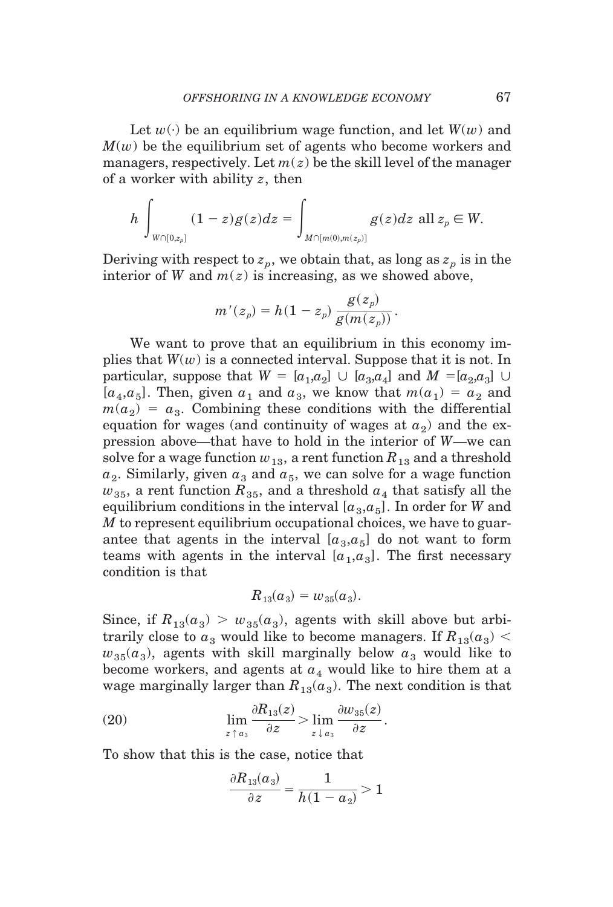Let $w(\cdot)$ be an equilibrium wage function, and let $W(w)$ and $M(w)$ be the equilibrium set of agents who become workers and managers, respectively. Let $m(z)$ be the skill level of the manager of a worker with ability $z$, then

$$h \int_{W \cap [0, z_p]} (1 - z) g(z) dz = \int_{M \cap [m(0), m(z_p)]} g(z) dz \text{ all } z_p \in W.$$

Deriving with respect to $z_p$, we obtain that, as long as $z_p$ is in the interior of $W$ and $m(z)$ is increasing, as we showed above,

$$m'(z_p) = h(1 - z_p) \frac{g(z_p)}{g(m(z_p))}.$$

We want to prove that an equilibrium in this economy implies that $W(w)$ is a connected interval. Suppose that it is not. In particular, suppose that $W = [a_1, a_2] \cup [a_3, a_4]$ and $M = [a_2, a_3] \cup [a_4, a_5]$. Then, given $a_1$ and $a_3$, we know that $m(a_1) = a_2$ and $m(a_2) = a_3$. Combining these conditions with the differential equation for wages (and continuity of wages at $a_2$) and the expression above—that have to hold in the interior of $W$—we can solve for a wage function $w_{13}$, a rent function $R_{13}$ and a threshold $a_2$. Similarly, given $a_3$ and $a_5$, we can solve for a wage function $w_{35}$, a rent function $R_{35}$, and a threshold $a_4$ that satisfy all the equilibrium conditions in the interval $[a_3, a_5]$. In order for $W$ and $M$ to represent equilibrium occupational choices, we have to guarantee that agents in the interval $[a_3, a_5]$ do not want to form teams with agents in the interval $[a_1, a_3]$. The first necessary condition is that

$$R_{13}(a_3) = w_{35}(a_3).$$

Since, if $R_{13}(a_3) > w_{35}(a_3)$, agents with skill above but arbitrarily close to $a_3$ would like to become managers. If $R_{13}(a_3) < w_{35}(a_3)$, agents with skill marginally below $a_3$ would like to become workers, and agents at $a_4$ would like to hire them at a wage marginally larger than $R_{13}(a_3)$. The next condition is that

$$\lim_{z \uparrow a_3} \frac{\partial R_{13}(z)}{\partial z} > \lim_{z \downarrow a_3} \frac{\partial w_{35}(z)}{\partial z}. \tag{20}$$

To show that this is the case, notice that

$$\frac{\partial R_{13}(a_3)}{\partial z} = \frac{1}{h(1 - a_2)} > 1$$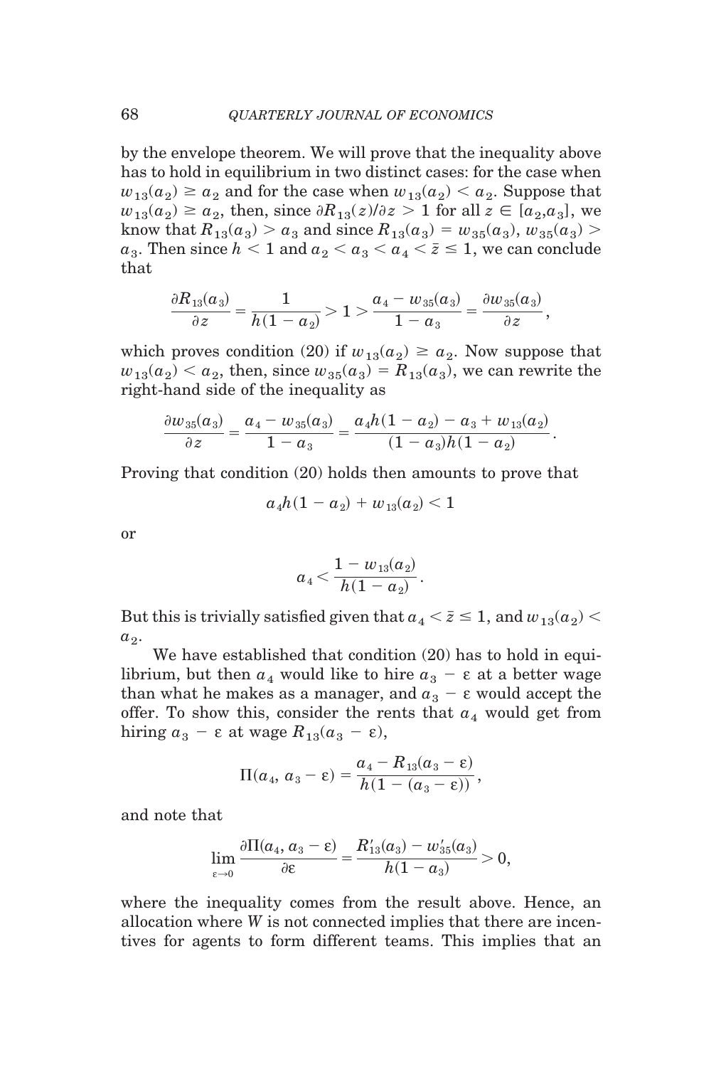by the envelope theorem. We will prove that the inequality above has to hold in equilibrium in two distinct cases: for the case when $w_{13}(a_2) \geq a_2$ and for the case when $w_{13}(a_2) < a_2$. Suppose that $w_{13}(a_2) \geq a_2$, then, since $\partial R_{13}(z)/\partial z > 1$ for all $z \in [a_2, a_3]$, we know that $R_{13}(a_3) > a_3$ and since $R_{13}(a_3) = w_{35}(a_3)$, $w_{35}(a_3) > a_3$. Then since $h < 1$ and $a_2 < a_3 < a_4 < \bar{z} \leq 1$, we can conclude that

$$\frac{\partial R_{13}(a_3)}{\partial z} = \frac{1}{h(1 - a_2)} > 1 > \frac{a_4 - w_{35}(a_3)}{1 - a_3} = \frac{\partial w_{35}(a_3)}{\partial z},$$

which proves condition (20) if $w_{13}(a_2) \geq a_2$. Now suppose that $w_{13}(a_2) < a_2$, then, since $w_{35}(a_3) = R_{13}(a_3)$, we can rewrite the right-hand side of the inequality as

$$\frac{\partial w_{35}(a_3)}{\partial z} = \frac{a_4 - w_{35}(a_3)}{1 - a_3} = \frac{a_4 h(1 - a_2) - a_3 + w_{13}(a_2)}{(1 - a_3)h(1 - a_2)}.$$

Proving that condition (20) holds then amounts to prove that

$$a_4 h(1 - a_2) + w_{13}(a_2) < 1$$

or

$$a_4 < \frac{1 - w_{13}(a_2)}{h(1 - a_2)}.$$

But this is trivially satisfied given that $a_4 < \bar{z} \leq 1$, and $w_{13}(a_2) < a_2$.

We have established that condition (20) has to hold in equilibrium, but then $a_4$ would like to hire $a_3 - \varepsilon$ at a better wage than what he makes as a manager, and $a_3 - \varepsilon$ would accept the offer. To show this, consider the rents that $a_4$ would get from hiring $a_3 - \varepsilon$ at wage $R_{13}(a_3 - \varepsilon)$,

$$\Pi(a_4, a_3 - \varepsilon) = \frac{a_4 - R_{13}(a_3 - \varepsilon)}{h(1 - (a_3 - \varepsilon))},$$

and note that

$$\lim_{\varepsilon \to 0} \frac{\partial \Pi(a_4, a_3 - \varepsilon)}{\partial \varepsilon} = \frac{R'_{13}(a_3) - w'_{35}(a_3)}{h(1 - a_3)} > 0,$$

where the inequality comes from the result above. Hence, an allocation where $W$ is not connected implies that there are incentives for agents to form different teams. This implies that an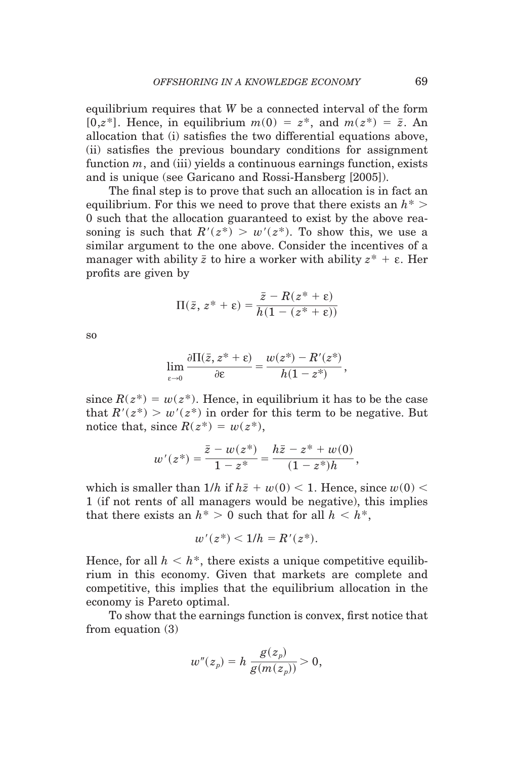equilibrium requires that $W$ be a connected interval of the form $[0,z^*]$. Hence, in equilibrium $m(0) = z^*$, and $m(z^*) = \bar{z}$. An allocation that (i) satisfies the two differential equations above, (ii) satisfies the previous boundary conditions for assignment function $m$, and (iii) yields a continuous earnings function, exists and is unique (see Garicano and Rossi-Hansberg [2005]).

The final step is to prove that such an allocation is in fact an equilibrium. For this we need to prove that there exists an $h^* > 0$ such that the allocation guaranteed to exist by the above reasoning is such that $R'(z^*) > w'(z^*)$. To show this, we use a similar argument to the one above. Consider the incentives of a manager with ability $\bar{z}$ to hire a worker with ability $z^* + \varepsilon$. Her profits are given by

$$\Pi(\bar{z}, z^* + \varepsilon) = \frac{\bar{z} - R(z^* + \varepsilon)}{h(1 - (z^* + \varepsilon))}$$

so

$$\lim_{\varepsilon \to 0} \frac{\partial \Pi(\bar{z}, z^* + \varepsilon)}{\partial \varepsilon} = \frac{w(z^*) - R'(z^*)}{h(1 - z^*)},$$

since $R(z^*) = w(z^*)$. Hence, in equilibrium it has to be the case that $R'(z^*) > w'(z^*)$ in order for this term to be negative. But notice that, since $R(z^*) = w(z^*)$,

$$w'(z^*) = \frac{\bar{z} - w(z^*)}{1 - z^*} = \frac{h\bar{z} - z^* + w(0)}{(1 - z^*)h},$$

which is smaller than $1/h$ if $h\bar{z} + w(0) < 1$. Hence, since $w(0) < 1$ (if not rents of all managers would be negative), this implies that there exists an $h^* > 0$ such that for all $h < h^*$,

$$w'(z^*) < 1/h = R'(z^*).$$

Hence, for all $h < h^*$, there exists a unique competitive equilibrium in this economy. Given that markets are complete and competitive, this implies that the equilibrium allocation in the economy is Pareto optimal.

To show that the earnings function is convex, first notice that from equation (3)

$$w''(z_p) = h \frac{g(z_p)}{g(m(z_p))} > 0,$$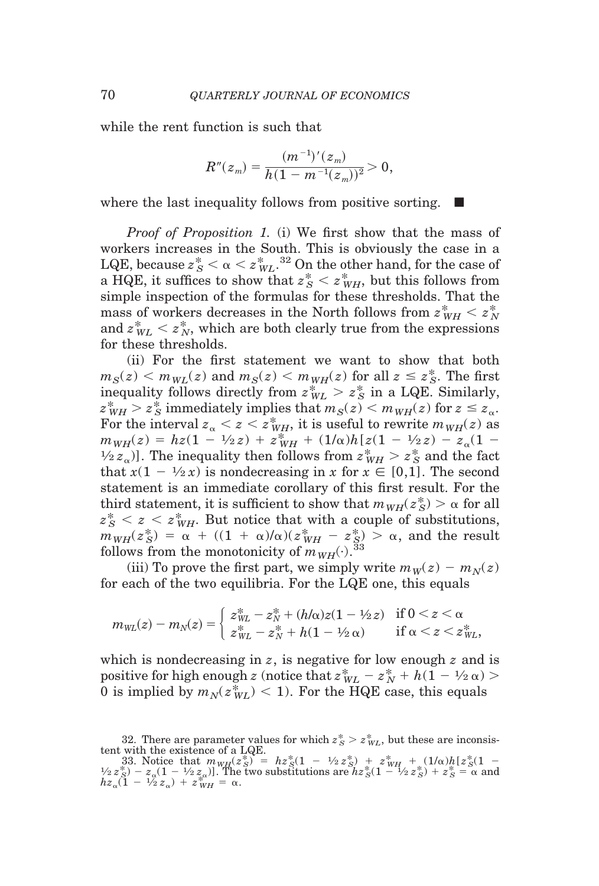while the rent function is such that

$$R''(z_m) = \frac{(m^{-1})'(z_m)}{h(1 - m^{-1}(z_m))^2} > 0,$$

where the last inequality follows from positive sorting. ■

*Proof of Proposition 1.* (i) We first show that the mass of workers increases in the South. This is obviously the case in a LQE, because $z_S^* < \alpha < z_{WL}^*$.[32] On the other hand, for the case of a HQE, it suffices to show that $z_S^* < z_{WH}^*$, but this follows from simple inspection of the formulas for these thresholds. That the mass of workers decreases in the North follows from $z_{WH}^* < z_N^*$ and $z_{WL}^* < z_N^*$, which are both clearly true from the expressions for these thresholds.

(ii) For the first statement we want to show that both $m_S(z) < m_{WL}(z)$ and $m_S(z) < m_{WH}(z)$ for all $z \leq z_S^*$. The first inequality follows directly from $z_{WL}^* > z_S^*$ in a LQE. Similarly, $z_{WH}^* > z_S^*$ immediately implies that $m_S(z) < m_{WH}(z)$ for $z \leq z_\alpha$. For the interval $z_\alpha < z < z_{WH}^*$, it is useful to rewrite $m_{WH}(z)$ as $m_{WH}(z) = hz(1 - \frac{1}{2}z) + z_{WH}^* + (1/\alpha)h[z(1 - \frac{1}{2}z) - z_\alpha(1 - \frac{1}{2}z_\alpha)]$. The inequality then follows from $z_{WH}^* > z_S^*$ and the fact that $x(1 - \frac{1}{2}x)$ is nondecreasing in $x$ for $x \in [0,1]$. The second statement is an immediate corollary of this first result. For the third statement, it is sufficient to show that $m_{WH}(z_S^*) > \alpha$ for all $z_S^* < z < z_{WH}^*$. But notice that with a couple of substitutions, $m_{WH}(z_S^*) = \alpha + ((1 + \alpha)/\alpha)(z_{WH}^* - z_S^*) > \alpha$, and the result follows from the monotonicity of $m_{WH}(\cdot)$.[33]

(iii) To prove the first part, we simply write $m_W(z) - m_N(z)$ for each of the two equilibria. For the LQE one, this equals

$$m_{WL}(z) - m_N(z) = \begin{cases} z_{WL}^* - z_N^* + (h/\alpha)z(1 - \frac{1}{2}z) & \text{if } 0 < z < \alpha \\ z_{WL}^* - z_N^* + h(1 - \frac{1}{2}\alpha) & \text{if } \alpha < z < z_{WL}^*, \end{cases}$$

which is nondecreasing in $z$, is negative for low enough $z$ and is positive for high enough $z$ (notice that $z_{WL}^* - z_N^* + h(1 - \frac{1}{2}\alpha) > 0$ is implied by $m_N(z_{WL}^*) < 1$). For the HQE case, this equals

32. There are parameter values for which $z_S^* > z_{WL}^*$, but these are inconsistent with the existence of a LQE.

33. Notice that $m_{WH}(z_S^*) = hz_S^*(1 - \frac{1}{2}z_S^*) + z_{WH}^* + (1/\alpha)h[z_S^*(1 - \frac{1}{2}z_S^*) - z_\alpha(1 - \frac{1}{2}z_\alpha)]$. The two substitutions are $hz_S^*(1 - \frac{1}{2}z_S^*) + z_S^* = \alpha$ and $hz_\alpha(1 - \frac{1}{2}z_\alpha) + z_{WH}^* = \alpha$.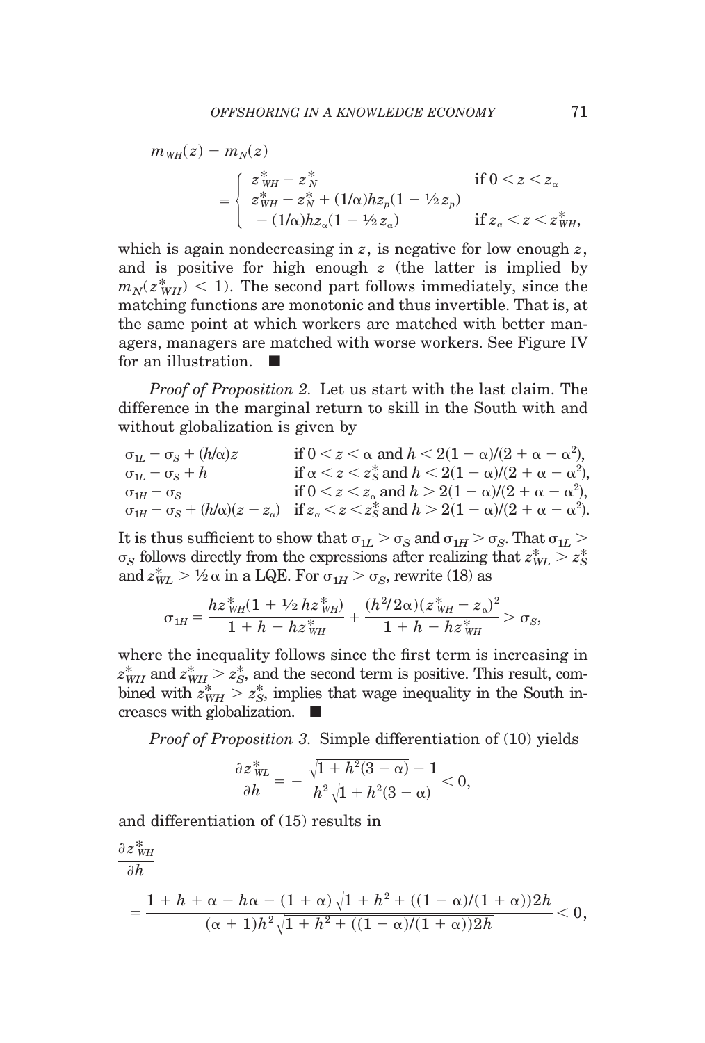$$m_{WH}(z) - m_N(z)$$

$$= \begin{cases} z_{WH}^* - z_N^* & \text{if } 0 < z < z_\alpha \\ z_{WH}^* - z_N^* + (1/\alpha)hz_p(1 - \tfrac{1}{2}z_p) \\ \quad - (1/\alpha)hz_\alpha(1 - \tfrac{1}{2}z_\alpha) & \text{if } z_\alpha < z < z_{WH}^*, \end{cases}$$

which is again nondecreasing in $z$, is negative for low enough $z$, and is positive for high enough $z$ (the latter is implied by $m_N(z_{WH}^*) < 1$). The second part follows immediately, since the matching functions are monotonic and thus invertible. That is, at the same point at which workers are matched with better managers, managers are matched with worse workers. See Figure IV for an illustration. ■

*Proof of Proposition 2.* Let us start with the last claim. The difference in the marginal return to skill in the South with and without globalization is given by

$$\begin{array}{ll} \sigma_{1L} - \sigma_S + (h/\alpha)z & \text{if } 0 < z < \alpha \text{ and } h < 2(1-\alpha)/(2+\alpha-\alpha^2), \\ \sigma_{1L} - \sigma_S + h & \text{if } \alpha < z < z_S^* \text{ and } h < 2(1-\alpha)/(2+\alpha-\alpha^2), \\ \sigma_{1H} - \sigma_S & \text{if } 0 < z < z_\alpha \text{ and } h > 2(1-\alpha)/(2+\alpha-\alpha^2), \\ \sigma_{1H} - \sigma_S + (h/\alpha)(z - z_\alpha) & \text{if } z_\alpha < z < z_S^* \text{ and } h > 2(1-\alpha)/(2+\alpha-\alpha^2). \end{array}$$

It is thus sufficient to show that $\sigma_{1L} > \sigma_S$ and $\sigma_{1H} > \sigma_S$. That $\sigma_{1L} > \sigma_S$ follows directly from the expressions after realizing that $z_{WL}^* > z_S^*$ and $z_{WL}^* > \tfrac{1}{2}\alpha$ in a LQE. For $\sigma_{1H} > \sigma_S$, rewrite (18) as

$$\sigma_{1H} = \frac{hz_{WH}^*(1 + \tfrac{1}{2}hz_{WH}^*)}{1 + h - hz_{WH}^*} + \frac{(h^2/2\alpha)(z_{WH}^* - z_\alpha)^2}{1 + h - hz_{WH}^*} > \sigma_S,$$

where the inequality follows since the first term is increasing in $z_{WH}^*$ and $z_{WH}^* > z_S^*$, and the second term is positive. This result, combined with $z_{WH}^* > z_S^*$, implies that wage inequality in the South increases with globalization. ■

*Proof of Proposition 3.* Simple differentiation of (10) yields

$$\frac{\partial z_{WL}^*}{\partial h} = -\frac{\sqrt{1 + h^2(3-\alpha)} - 1}{h^2\sqrt{1 + h^2(3-\alpha)}} < 0,$$

and differentiation of (15) results in

$$\frac{\partial z_{WH}^*}{\partial h} = \frac{1 + h + \alpha - h\alpha - (1+\alpha)\sqrt{1 + h^2 + ((1-\alpha)/(1+\alpha))2h}}{(\alpha+1)h^2\sqrt{1 + h^2 + ((1-\alpha)/(1+\alpha))2h}} < 0,$$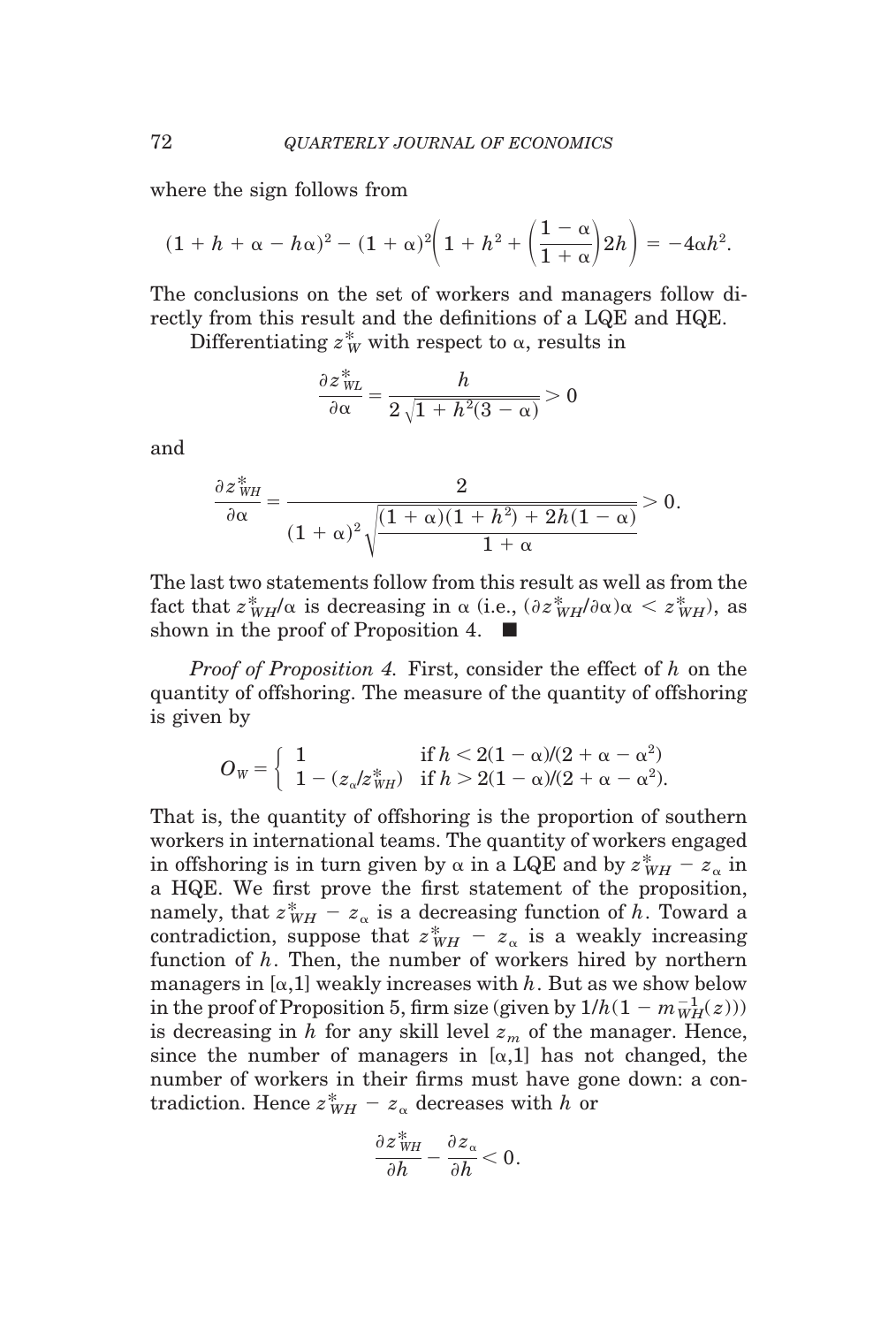where the sign follows from

$$(1 + h + \alpha - h\alpha)^2 - (1 + \alpha)^2\left(1 + h^2 + \left(\frac{1 - \alpha}{1 + \alpha}\right)2h\right) = -4\alpha h^2.$$

The conclusions on the set of workers and managers follow directly from this result and the definitions of a LQE and HQE.

Differentiating $z^*_W$ with respect to $\alpha$, results in

$$\frac{\partial z^*_{WL}}{\partial \alpha} = \frac{h}{2\sqrt{1 + h^2(3 - \alpha)}} > 0$$

and

$$\frac{\partial z^*_{WH}}{\partial \alpha} = \frac{2}{(1 + \alpha)^2\sqrt{\dfrac{(1 + \alpha)(1 + h^2) + 2h(1 - \alpha)}{1 + \alpha}}} > 0.$$

The last two statements follow from this result as well as from the fact that $z^*_{WH}/\alpha$ is decreasing in $\alpha$ (i.e., $(\partial z^*_{WH}/\partial \alpha)\alpha < z^*_{WH}$), as shown in the proof of Proposition 4. ■

*Proof of Proposition 4.* First, consider the effect of $h$ on the quantity of offshoring. The measure of the quantity of offshoring is given by

$$O_W = \begin{cases} 1 & \text{if } h < 2(1 - \alpha)/(2 + \alpha - \alpha^2) \\ 1 - (z_\alpha/z^*_{WH}) & \text{if } h > 2(1 - \alpha)/(2 + \alpha - \alpha^2). \end{cases}$$

That is, the quantity of offshoring is the proportion of southern workers in international teams. The quantity of workers engaged in offshoring is in turn given by $\alpha$ in a LQE and by $z^*_{WH} - z_\alpha$ in a HQE. We first prove the first statement of the proposition, namely, that $z^*_{WH} - z_\alpha$ is a decreasing function of $h$. Toward a contradiction, suppose that $z^*_{WH} - z_\alpha$ is a weakly increasing function of $h$. Then, the number of workers hired by northern managers in $[\alpha,1]$ weakly increases with $h$. But as we show below in the proof of Proposition 5, firm size (given by $1/h(1 - m^{-1}_{WH}(z))$) is decreasing in $h$ for any skill level $z_m$ of the manager. Hence, since the number of managers in $[\alpha,1]$ has not changed, the number of workers in their firms must have gone down: a contradiction. Hence $z^*_{WH} - z_\alpha$ decreases with $h$ or

$$\frac{\partial z^*_{WH}}{\partial h} - \frac{\partial z_\alpha}{\partial h} < 0.$$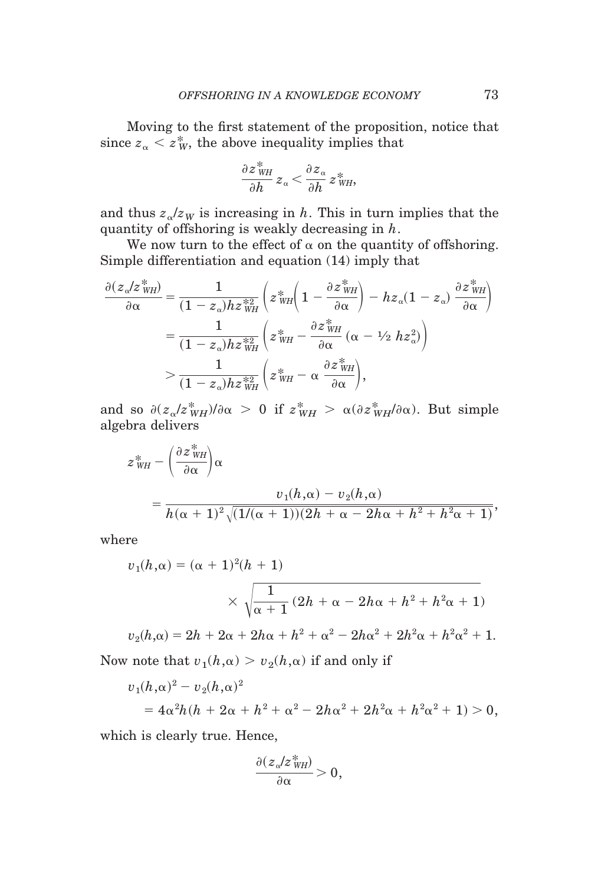Moving to the first statement of the proposition, notice that since $z_\alpha < z^*_W$, the above inequality implies that

$$\frac{\partial z^*_{WH}}{\partial h} z_\alpha < \frac{\partial z_\alpha}{\partial h} z^*_{WH},$$

and thus $z_\alpha / z_W$ is increasing in $h$. This in turn implies that the quantity of offshoring is weakly decreasing in $h$.

We now turn to the effect of $\alpha$ on the quantity of offshoring. Simple differentiation and equation (14) imply that

$$\begin{aligned}
\frac{\partial (z_\alpha / z^*_{WH})}{\partial \alpha} &= \frac{1}{(1 - z_\alpha) h z^{*2}_{WH}} \left( z^*_{WH} \left( 1 - \frac{\partial z^*_{WH}}{\partial \alpha} \right) - h z_\alpha (1 - z_\alpha) \frac{\partial z^*_{WH}}{\partial \alpha} \right) \\
&= \frac{1}{(1 - z_\alpha) h z^{*2}_{WH}} \left( z^*_{WH} - \frac{\partial z^*_{WH}}{\partial \alpha} (\alpha - \tfrac{1}{2} h z^2_\alpha) \right) \\
&> \frac{1}{(1 - z_\alpha) h z^{*2}_{WH}} \left( z^*_{WH} - \alpha \frac{\partial z^*_{WH}}{\partial \alpha} \right),
\end{aligned}$$

and so $\partial (z_\alpha / z^*_{WH}) / \partial \alpha > 0$ if $z^*_{WH} > \alpha (\partial z^*_{WH} / \partial \alpha)$. But simple algebra delivers

$$\begin{aligned}
&z^*_{WH} - \left( \frac{\partial z^*_{WH}}{\partial \alpha} \right) \alpha \\
&= \frac{v_1(h,\alpha) - v_2(h,\alpha)}{h(\alpha + 1)^2 \sqrt{(1/(\alpha + 1))(2h + \alpha - 2h\alpha + h^2 + h^2\alpha + 1)}},
\end{aligned}$$

where

$$\begin{aligned}
v_1(h,\alpha) &= (\alpha + 1)^2 (h + 1) \\
&\quad \times \sqrt{\frac{1}{\alpha + 1} (2h + \alpha - 2h\alpha + h^2 + h^2\alpha + 1)} \\
v_2(h,\alpha) &= 2h + 2\alpha + 2h\alpha + h^2 + \alpha^2 - 2h\alpha^2 + 2h^2\alpha + h^2\alpha^2 + 1.
\end{aligned}$$

Now note that $v_1(h,\alpha) > v_2(h,\alpha)$ if and only if

$$\begin{aligned}
&v_1(h,\alpha)^2 - v_2(h,\alpha)^2 \\
&= 4\alpha^2 h (h + 2\alpha + h^2 + \alpha^2 - 2h\alpha^2 + 2h^2\alpha + h^2\alpha^2 + 1) > 0,
\end{aligned}$$

which is clearly true. Hence,

$$\frac{\partial (z_\alpha / z^*_{WH})}{\partial \alpha} > 0,$$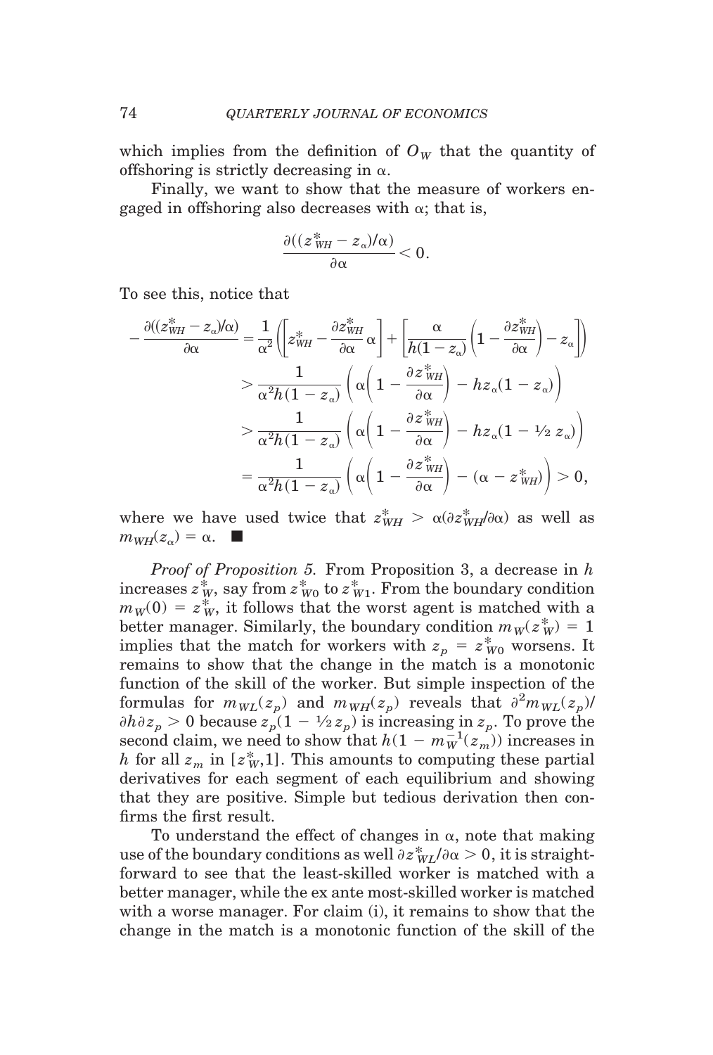which implies from the definition of $O_W$ that the quantity of offshoring is strictly decreasing in $\alpha$.

Finally, we want to show that the measure of workers engaged in offshoring also decreases with $\alpha$; that is,

$$\frac{\partial((z^*_{WH} - z_\alpha)/\alpha)}{\partial \alpha} < 0.$$

To see this, notice that

$$
\begin{aligned}
-\frac{\partial((z^*_{WH} - z_\alpha)/\alpha)}{\partial \alpha} &= \frac{1}{\alpha^2}\left(\left[z^*_{WH} - \frac{\partial z^*_{WH}}{\partial \alpha}\alpha\right] + \left[\frac{\alpha}{h(1-z_\alpha)}\left(1 - \frac{\partial z^*_{WH}}{\partial \alpha}\right) - z_\alpha\right]\right) \\
&> \frac{1}{\alpha^2 h(1-z_\alpha)}\left(\alpha\left(1 - \frac{\partial z^*_{WH}}{\partial \alpha}\right) - h z_\alpha (1 - z_\alpha)\right) \\
&> \frac{1}{\alpha^2 h(1-z_\alpha)}\left(\alpha\left(1 - \frac{\partial z^*_{WH}}{\partial \alpha}\right) - h z_\alpha (1 - \tfrac{1}{2} z_\alpha)\right) \\
&= \frac{1}{\alpha^2 h(1-z_\alpha)}\left(\alpha\left(1 - \frac{\partial z^*_{WH}}{\partial \alpha}\right) - (\alpha - z^*_{WH})\right) > 0,
\end{aligned}
$$

where we have used twice that $z^*_{WH} > \alpha(\partial z^*_{WH}/\partial \alpha)$ as well as $m_{WH}(z_\alpha) = \alpha$. ■

*Proof of Proposition 5.* From Proposition 3, a decrease in $h$ increases $z^*_W$, say from $z^*_{W0}$ to $z^*_{W1}$. From the boundary condition $m_W(0) = z^*_W$, it follows that the worst agent is matched with a better manager. Similarly, the boundary condition $m_W(z^*_W) = 1$ implies that the match for workers with $z_p = z^*_{W0}$ worsens. It remains to show that the change in the match is a monotonic function of the skill of the worker. But simple inspection of the formulas for $m_{WL}(z_p)$ and $m_{WH}(z_p)$ reveals that $\partial^2 m_{WL}(z_p)/\partial h \partial z_p > 0$ because $z_p(1 - \tfrac{1}{2} z_p)$ is increasing in $z_p$. To prove the second claim, we need to show that $h(1 - m_W^{-1}(z_m))$ increases in $h$ for all $z_m$ in $[z^*_W, 1]$. This amounts to computing these partial derivatives for each segment of each equilibrium and showing that they are positive. Simple but tedious derivation then confirms the first result.

To understand the effect of changes in $\alpha$, note that making use of the boundary conditions as well $\partial z^*_{WL}/\partial \alpha > 0$, it is straightforward to see that the least-skilled worker is matched with a better manager, while the ex ante most-skilled worker is matched with a worse manager. For claim (i), it remains to show that the change in the match is a monotonic function of the skill of the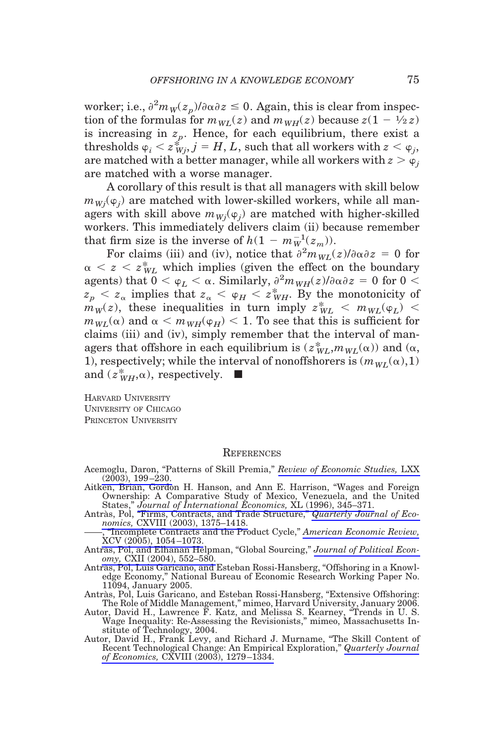worker; i.e., $\partial^2 m_W(z_p)/\partial\alpha\partial z \leq 0$. Again, this is clear from inspection of the formulas for $m_{WL}(z)$ and $m_{WH}(z)$ because $z(1 - \frac{1}{2}z)$ is increasing in $z_p$. Hence, for each equilibrium, there exist a thresholds $\varphi_i < z^*_{Wj}$, $j = H, L$, such that all workers with $z < \varphi_j$, are matched with a better manager, while all workers with $z > \varphi_j$ are matched with a worse manager.

A corollary of this result is that all managers with skill below $m_{Wj}(\varphi_j)$ are matched with lower-skilled workers, while all managers with skill above $m_{Wj}(\varphi_j)$ are matched with higher-skilled workers. This immediately delivers claim (ii) because remember that firm size is the inverse of $h(1 - m_W^{-1}(z_m))$.

For claims (iii) and (iv), notice that $\partial^2 m_{WL}(z)/\partial\alpha\partial z = 0$ for $\alpha < z < z^*_{WL}$ which implies (given the effect on the boundary agents) that $0 < \varphi_L < \alpha$. Similarly, $\partial^2 m_{WH}(z)/\partial\alpha\partial z = 0$ for $0 < z_p < z_\alpha$ implies that $z_\alpha < \varphi_H < z^*_{WH}$. By the monotonicity of $m_W(z)$, these inequalities in turn imply $z^*_{WL} < m_{WL}(\varphi_L) < m_{WL}(\alpha)$ and $\alpha < m_{WH}(\varphi_H) < 1$. To see that this is sufficient for claims (iii) and (iv), simply remember that the interval of managers that offshore in each equilibrium is $(z^*_{WL}, m_{WL}(\alpha))$ and $(\alpha, 1)$, respectively; while the interval of nonoffshorers is $(m_{WL}(\alpha), 1)$ and $(z^*_{WH}, \alpha)$, respectively. ■

HARVARD UNIVERSITY
UNIVERSITY OF CHICAGO
PRINCETON UNIVERSITY

## REFERENCES

Acemoglu, Daron, "Patterns of Skill Premia," *Review of Economic Studies,* LXX (2003), 199–230.

Aitken, Brian, Gordon H. Hanson, and Ann E. Harrison, "Wages and Foreign Ownership: A Comparative Study of Mexico, Venezuela, and the United States," *Journal of International Economics,* XL (1996), 345–371.

Antràs, Pol, "Firms, Contracts, and Trade Structure," *Quarterly Journal of Economics,* CXVIII (2003), 1375–1418.

——, "Incomplete Contracts and the Product Cycle," *American Economic Review,* XCV (2005), 1054–1073.

Antràs, Pol, and Elhanan Helpman, "Global Sourcing," *Journal of Political Economy,* CXII (2004), 552–580.

Antràs, Pol, Luis Garicano, and Esteban Rossi-Hansberg, "Offshoring in a Knowledge Economy," National Bureau of Economic Research Working Paper No. 11094, January 2005.

Antràs, Pol, Luis Garicano, and Esteban Rossi-Hansberg, "Extensive Offshoring: The Role of Middle Management," mimeo, Harvard University, January 2006.

Autor, David H., Lawrence F. Katz, and Melissa S. Kearney, "Trends in U. S. Wage Inequality: Re-Assessing the Revisionists," mimeo, Massachusetts Institute of Technology, 2004.

Autor, David H., Frank Levy, and Richard J. Murname, "The Skill Content of Recent Technological Change: An Empirical Exploration," *Quarterly Journal of Economics,* CXVIII (2003), 1279–1334.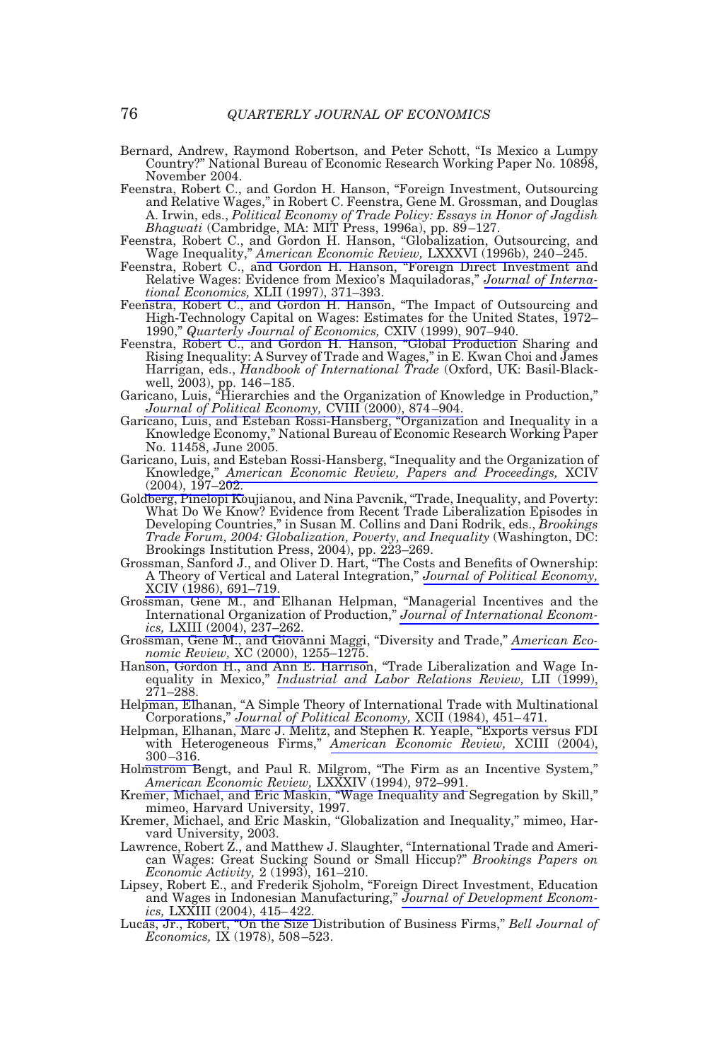Bernard, Andrew, Raymond Robertson, and Peter Schott, "Is Mexico a Lumpy Country?" National Bureau of Economic Research Working Paper No. 10898, November 2004.

Feenstra, Robert C., and Gordon H. Hanson, "Foreign Investment, Outsourcing and Relative Wages," in Robert C. Feenstra, Gene M. Grossman, and Douglas A. Irwin, eds., *Political Economy of Trade Policy: Essays in Honor of Jagdish Bhagwati* (Cambridge, MA: MIT Press, 1996a), pp. 89–127.

Feenstra, Robert C., and Gordon H. Hanson, "Globalization, Outsourcing, and Wage Inequality," *American Economic Review,* LXXXVI (1996b), 240–245.

Feenstra, Robert C., and Gordon H. Hanson, "Foreign Direct Investment and Relative Wages: Evidence from Mexico's Maquiladoras," *Journal of International Economics,* XLII (1997), 371–393.

Feenstra, Robert C., and Gordon H. Hanson, "The Impact of Outsourcing and High-Technology Capital on Wages: Estimates for the United States, 1972–1990," *Quarterly Journal of Economics,* CXIV (1999), 907–940.

Feenstra, Robert C., and Gordon H. Hanson, "Global Production Sharing and Rising Inequality: A Survey of Trade and Wages," in E. Kwan Choi and James Harrigan, eds., *Handbook of International Trade* (Oxford, UK: Basil-Blackwell, 2003), pp. 146–185.

Garicano, Luis, "Hierarchies and the Organization of Knowledge in Production," *Journal of Political Economy,* CVIII (2000), 874–904.

Garicano, Luis, and Esteban Rossi-Hansberg, "Organization and Inequality in a Knowledge Economy," National Bureau of Economic Research Working Paper No. 11458, June 2005.

Garicano, Luis, and Esteban Rossi-Hansberg, "Inequality and the Organization of Knowledge," *American Economic Review, Papers and Proceedings,* XCIV (2004), 197–202.

Goldberg, Pinelopi Koujianou, and Nina Pavcnik, "Trade, Inequality, and Poverty: What Do We Know? Evidence from Recent Trade Liberalization Episodes in Developing Countries," in Susan M. Collins and Dani Rodrik, eds., *Brookings Trade Forum, 2004: Globalization, Poverty, and Inequality* (Washington, DC: Brookings Institution Press, 2004), pp. 223–269.

Grossman, Sanford J., and Oliver D. Hart, "The Costs and Benefits of Ownership: A Theory of Vertical and Lateral Integration," *Journal of Political Economy,* XCIV (1986), 691–719.

Grossman, Gene M., and Elhanan Helpman, "Managerial Incentives and the International Organization of Production," *Journal of International Economics,* LXIII (2004), 237–262.

Grossman, Gene M., and Giovanni Maggi, "Diversity and Trade," *American Economic Review,* XC (2000), 1255–1275.

Hanson, Gordon H., and Ann E. Harrison, "Trade Liberalization and Wage Inequality in Mexico," *Industrial and Labor Relations Review,* LII (1999), 271–288.

Helpman, Elhanan, "A Simple Theory of International Trade with Multinational Corporations," *Journal of Political Economy,* XCII (1984), 451–471.

Helpman, Elhanan, Marc J. Melitz, and Stephen R. Yeaple, "Exports versus FDI with Heterogeneous Firms," *American Economic Review,* XCIII (2004), 300–316.

Holmstrom Bengt, and Paul R. Milgrom, "The Firm as an Incentive System," *American Economic Review,* LXXXIV (1994), 972–991.

Kremer, Michael, and Eric Maskin, "Wage Inequality and Segregation by Skill," mimeo, Harvard University, 1997.

Kremer, Michael, and Eric Maskin, "Globalization and Inequality," mimeo, Harvard University, 2003.

Lawrence, Robert Z., and Matthew J. Slaughter, "International Trade and American Wages: Great Sucking Sound or Small Hiccup?" *Brookings Papers on Economic Activity,* 2 (1993), 161–210.

Lipsey, Robert E., and Frederik Sjoholm, "Foreign Direct Investment, Education and Wages in Indonesian Manufacturing," *Journal of Development Economics,* LXXIII (2004), 415–422.

Lucas, Jr., Robert, "On the Size Distribution of Business Firms," *Bell Journal of Economics,* IX (1978), 508–523.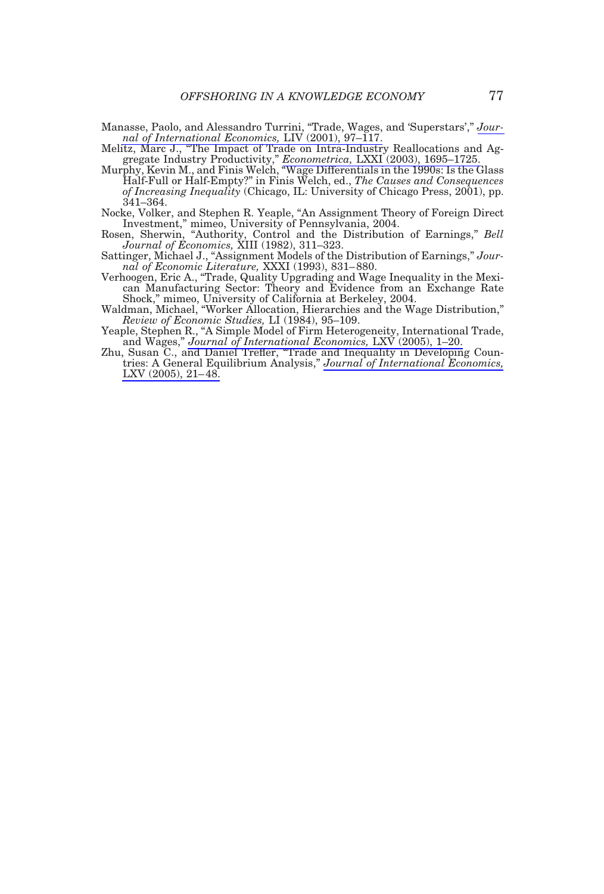Manasse, Paolo, and Alessandro Turrini, "Trade, Wages, and 'Superstars'," *Journal of International Economics,* LIV (2001), 97–117.

Melitz, Marc J., "The Impact of Trade on Intra-Industry Reallocations and Aggregate Industry Productivity," *Econometrica,* LXXI (2003), 1695–1725.

Murphy, Kevin M., and Finis Welch, "Wage Differentials in the 1990s: Is the Glass Half-Full or Half-Empty?" in Finis Welch, ed., *The Causes and Consequences of Increasing Inequality* (Chicago, IL: University of Chicago Press, 2001), pp. 341–364.

Nocke, Volker, and Stephen R. Yeaple, "An Assignment Theory of Foreign Direct Investment," mimeo, University of Pennsylvania, 2004.

Rosen, Sherwin, "Authority, Control and the Distribution of Earnings," *Bell Journal of Economics,* XIII (1982), 311–323.

Sattinger, Michael J., "Assignment Models of the Distribution of Earnings," *Journal of Economic Literature,* XXXI (1993), 831–880.

Verhoogen, Eric A., "Trade, Quality Upgrading and Wage Inequality in the Mexican Manufacturing Sector: Theory and Evidence from an Exchange Rate Shock," mimeo, University of California at Berkeley, 2004.

Waldman, Michael, "Worker Allocation, Hierarchies and the Wage Distribution," *Review of Economic Studies,* LI (1984), 95–109.

Yeaple, Stephen R., "A Simple Model of Firm Heterogeneity, International Trade, and Wages," *Journal of International Economics,* LXV (2005), 1–20.

Zhu, Susan C., and Daniel Trefler, "Trade and Inequality in Developing Countries: A General Equilibrium Analysis," *Journal of International Economics,* LXV (2005), 21–48.